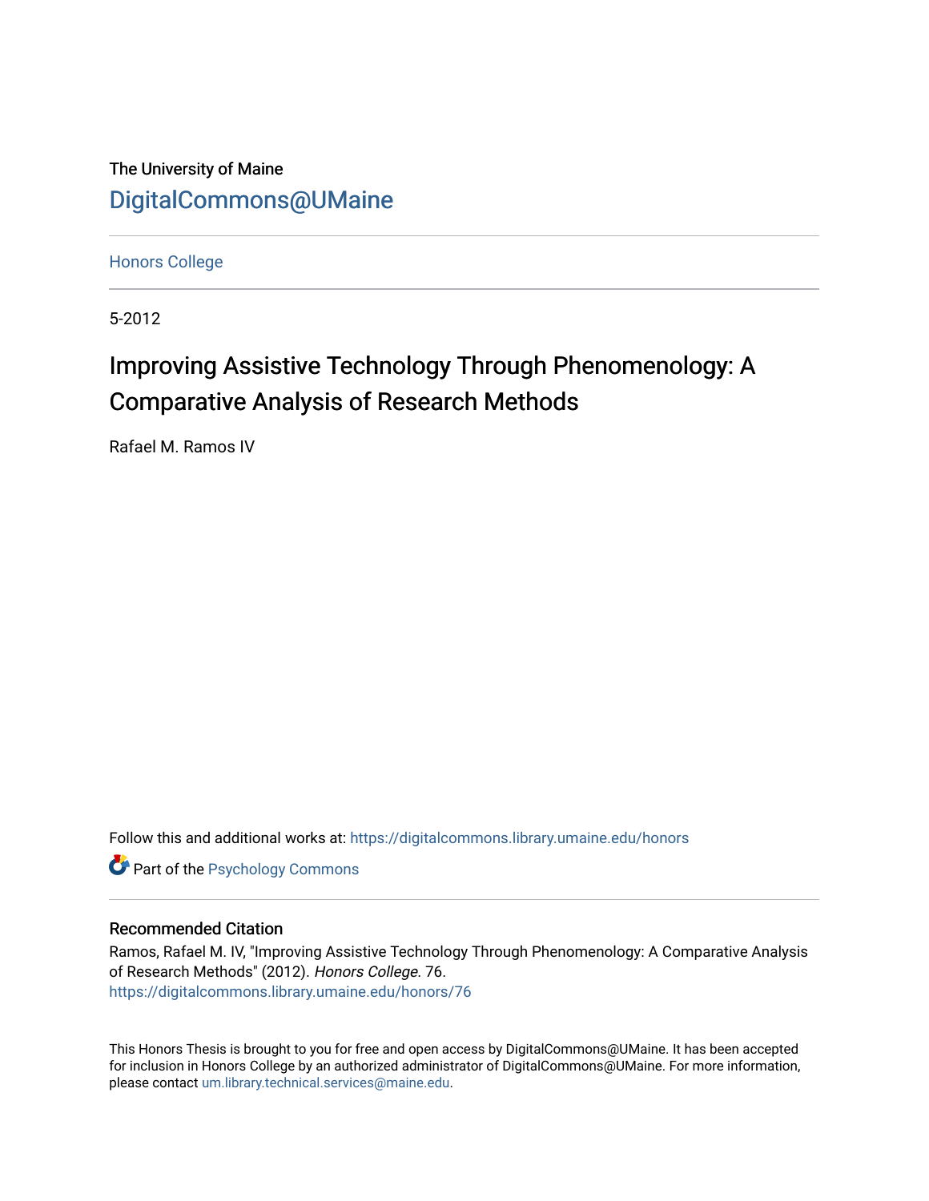The University of Maine

DigitalCommons@UMaine

Honors College

5-2012

# Improving Assistive Technology Through Phenomenology: A Comparative Analysis of Research Methods

Rafael M. Ramos IV

Follow this and additional works at: https://digitalcommons.library.umaine.edu/honors

Part of the Psychology Commons

## Recommended Citation

Ramos, Rafael M. IV, "Improving Assistive Technology Through Phenomenology: A Comparative Analysis of Research Methods" (2012). *Honors College*. 76.
https://digitalcommons.library.umaine.edu/honors/76

This Honors Thesis is brought to you for free and open access by DigitalCommons@UMaine. It has been accepted for inclusion in Honors College by an authorized administrator of DigitalCommons@UMaine. For more information, please contact um.library.technical.services@maine.edu.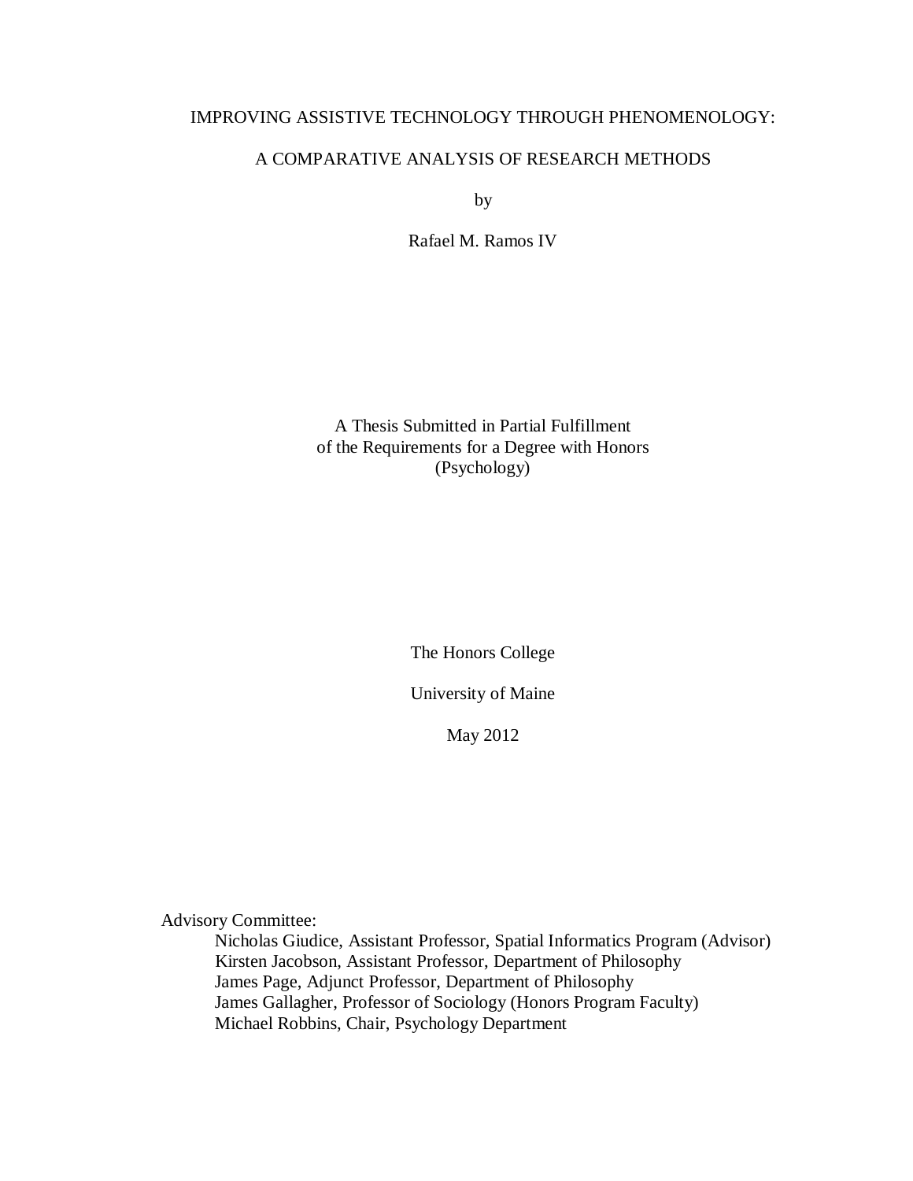# IMPROVING ASSISTIVE TECHNOLOGY THROUGH PHENOMENOLOGY:

# A COMPARATIVE ANALYSIS OF RESEARCH METHODS

by

Rafael M. Ramos IV

A Thesis Submitted in Partial Fulfillment
of the Requirements for a Degree with Honors
(Psychology)

The Honors College

University of Maine

May 2012

Advisory Committee:

Nicholas Giudice, Assistant Professor, Spatial Informatics Program (Advisor)
Kirsten Jacobson, Assistant Professor, Department of Philosophy
James Page, Adjunct Professor, Department of Philosophy
James Gallagher, Professor of Sociology (Honors Program Faculty)
Michael Robbins, Chair, Psychology Department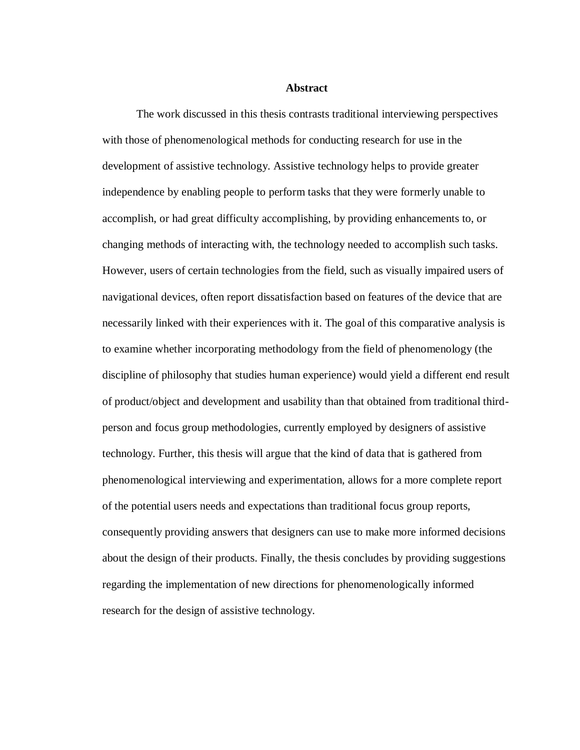## Abstract

The work discussed in this thesis contrasts traditional interviewing perspectives with those of phenomenological methods for conducting research for use in the development of assistive technology. Assistive technology helps to provide greater independence by enabling people to perform tasks that they were formerly unable to accomplish, or had great difficulty accomplishing, by providing enhancements to, or changing methods of interacting with, the technology needed to accomplish such tasks. However, users of certain technologies from the field, such as visually impaired users of navigational devices, often report dissatisfaction based on features of the device that are necessarily linked with their experiences with it. The goal of this comparative analysis is to examine whether incorporating methodology from the field of phenomenology (the discipline of philosophy that studies human experience) would yield a different end result of product/object and development and usability than that obtained from traditional third-person and focus group methodologies, currently employed by designers of assistive technology. Further, this thesis will argue that the kind of data that is gathered from phenomenological interviewing and experimentation, allows for a more complete report of the potential users needs and expectations than traditional focus group reports, consequently providing answers that designers can use to make more informed decisions about the design of their products. Finally, the thesis concludes by providing suggestions regarding the implementation of new directions for phenomenologically informed research for the design of assistive technology.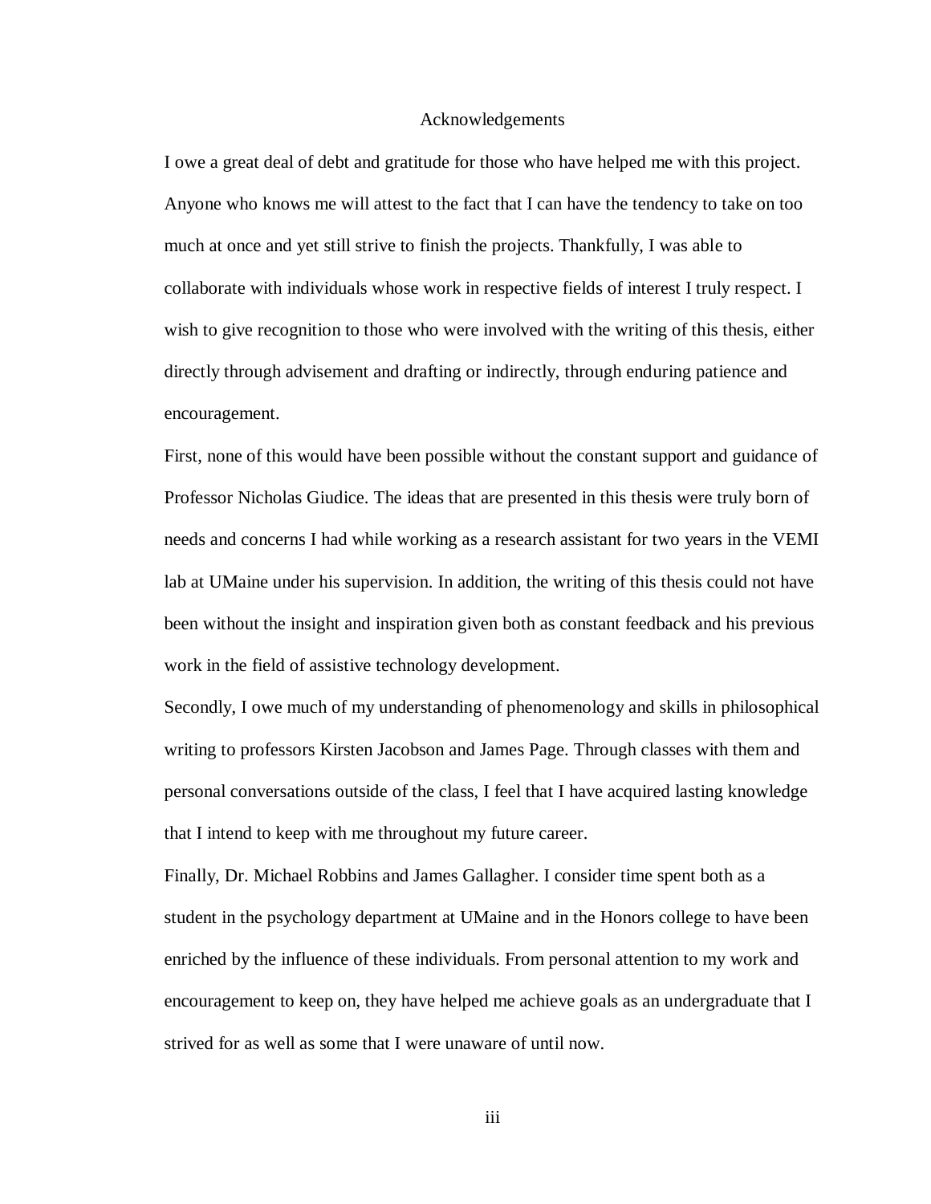# Acknowledgements

I owe a great deal of debt and gratitude for those who have helped me with this project. Anyone who knows me will attest to the fact that I can have the tendency to take on too much at once and yet still strive to finish the projects. Thankfully, I was able to collaborate with individuals whose work in respective fields of interest I truly respect. I wish to give recognition to those who were involved with the writing of this thesis, either directly through advisement and drafting or indirectly, through enduring patience and encouragement.

First, none of this would have been possible without the constant support and guidance of Professor Nicholas Giudice. The ideas that are presented in this thesis were truly born of needs and concerns I had while working as a research assistant for two years in the VEMI lab at UMaine under his supervision. In addition, the writing of this thesis could not have been without the insight and inspiration given both as constant feedback and his previous work in the field of assistive technology development.

Secondly, I owe much of my understanding of phenomenology and skills in philosophical writing to professors Kirsten Jacobson and James Page. Through classes with them and personal conversations outside of the class, I feel that I have acquired lasting knowledge that I intend to keep with me throughout my future career.

Finally, Dr. Michael Robbins and James Gallagher. I consider time spent both as a student in the psychology department at UMaine and in the Honors college to have been enriched by the influence of these individuals. From personal attention to my work and encouragement to keep on, they have helped me achieve goals as an undergraduate that I strived for as well as some that I were unaware of until now.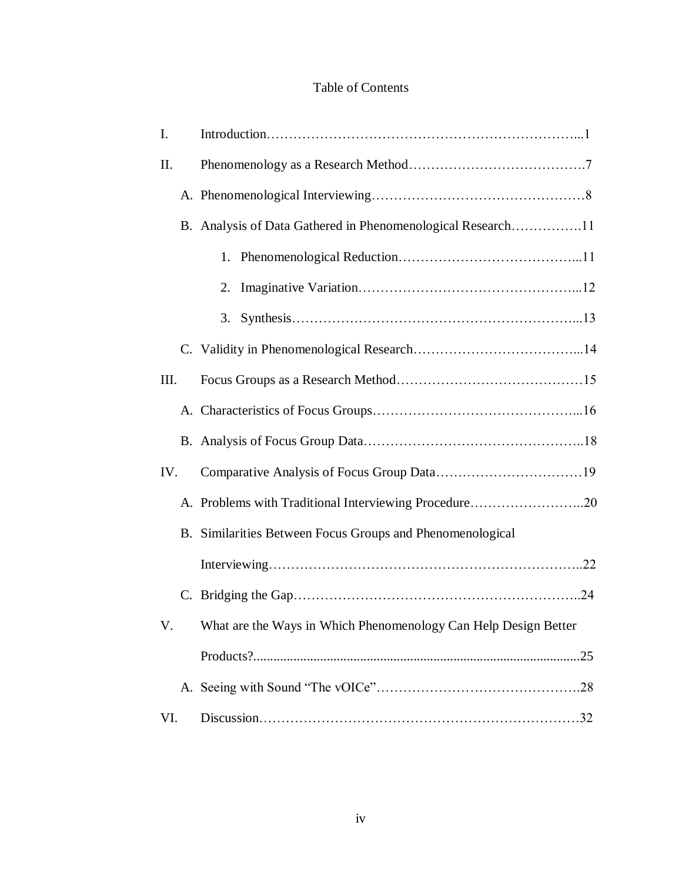# Table of Contents

I. Introduction……………………………………………………………...1

II. Phenomenology as a Research Method………………………………….7

- A. Phenomenological Interviewing…………………………………………8
- B. Analysis of Data Gathered in Phenomenological Research…………….11
    1. Phenomenological Reduction…………………………………...11
    2. Imaginative Variation…………………………………………...12
    3. Synthesis………………………………………………………...13
- C. Validity in Phenomenological Research………………………………...14

III. Focus Groups as a Research Method……………………………………15

- A. Characteristics of Focus Groups………………………………………...16
- B. Analysis of Focus Group Data…………………………………………..18

IV. Comparative Analysis of Focus Group Data……………………………19

- A. Problems with Traditional Interviewing Procedure……………………..20
- B. Similarities Between Focus Groups and Phenomenological Interviewing…………………………………………………………..22
- C. Bridging the Gap………………………………………………………..24

V. What are the Ways in Which Phenomenology Can Help Design Better Products?..................................................................................................25

- A. Seeing with Sound “The vOICe”……………………………………….28

VI. Discussion………………………………………………………………32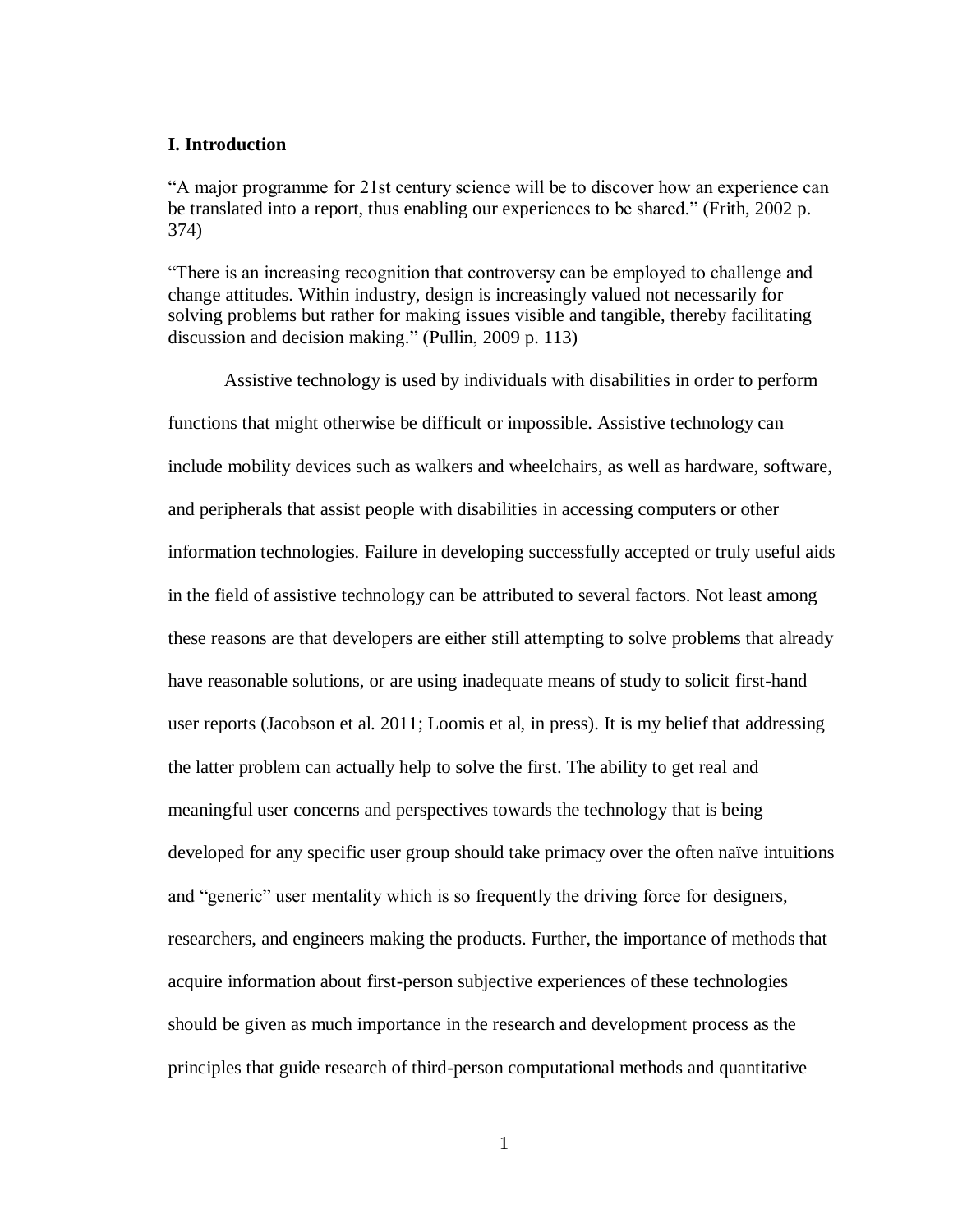## I. Introduction

"A major programme for 21st century science will be to discover how an experience can be translated into a report, thus enabling our experiences to be shared." (Frith, 2002 p. 374)

"There is an increasing recognition that controversy can be employed to challenge and change attitudes. Within industry, design is increasingly valued not necessarily for solving problems but rather for making issues visible and tangible, thereby facilitating discussion and decision making." (Pullin, 2009 p. 113)

Assistive technology is used by individuals with disabilities in order to perform functions that might otherwise be difficult or impossible. Assistive technology can include mobility devices such as walkers and wheelchairs, as well as hardware, software, and peripherals that assist people with disabilities in accessing computers or other information technologies. Failure in developing successfully accepted or truly useful aids in the field of assistive technology can be attributed to several factors. Not least among these reasons are that developers are either still attempting to solve problems that already have reasonable solutions, or are using inadequate means of study to solicit first-hand user reports (Jacobson et al. 2011; Loomis et al, in press). It is my belief that addressing the latter problem can actually help to solve the first. The ability to get real and meaningful user concerns and perspectives towards the technology that is being developed for any specific user group should take primacy over the often naïve intuitions and "generic" user mentality which is so frequently the driving force for designers, researchers, and engineers making the products. Further, the importance of methods that acquire information about first-person subjective experiences of these technologies should be given as much importance in the research and development process as the principles that guide research of third-person computational methods and quantitative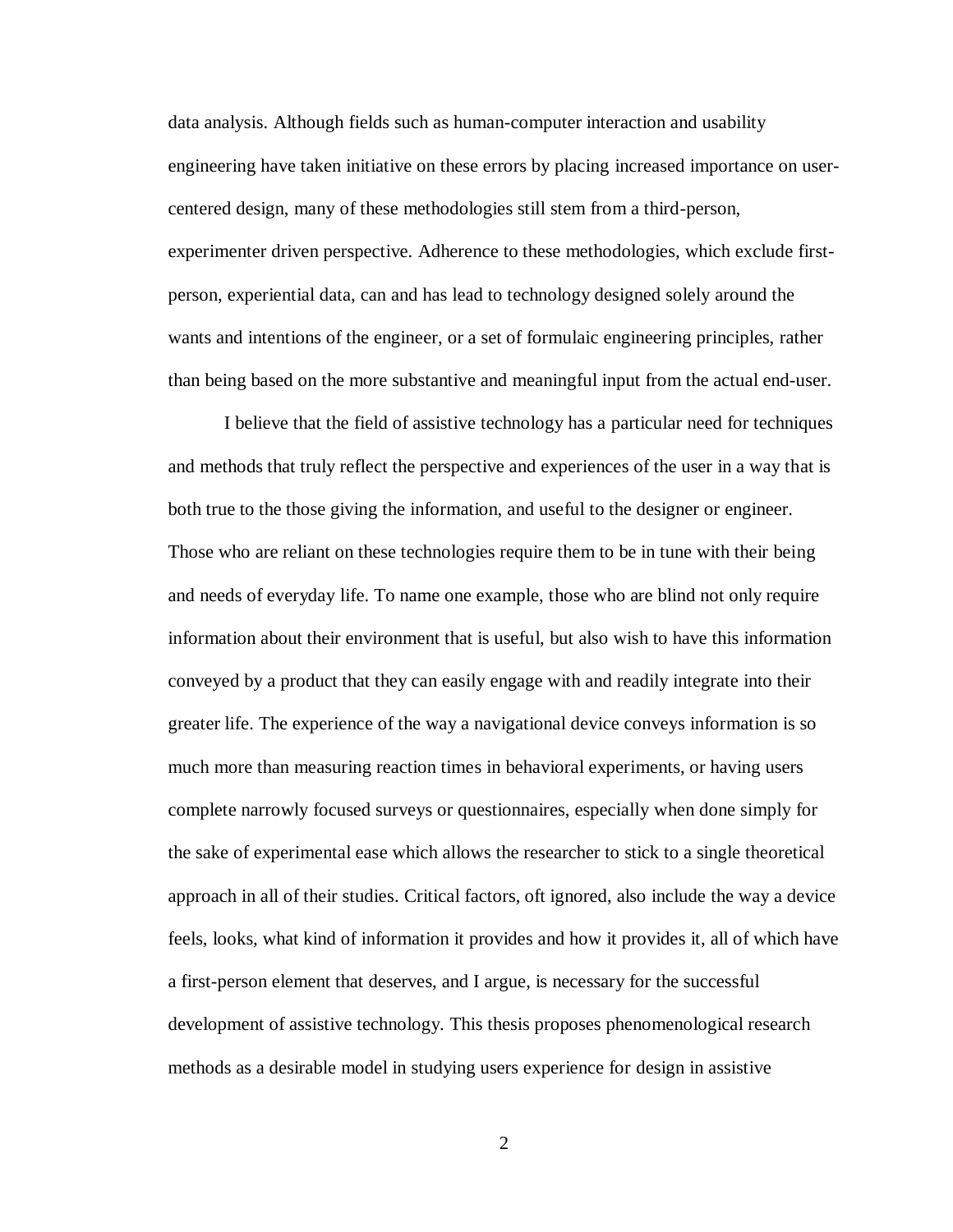data analysis. Although fields such as human-computer interaction and usability engineering have taken initiative on these errors by placing increased importance on user-centered design, many of these methodologies still stem from a third-person, experimenter driven perspective. Adherence to these methodologies, which exclude first-person, experiential data, can and has lead to technology designed solely around the wants and intentions of the engineer, or a set of formulaic engineering principles, rather than being based on the more substantive and meaningful input from the actual end-user.

I believe that the field of assistive technology has a particular need for techniques and methods that truly reflect the perspective and experiences of the user in a way that is both true to the those giving the information, and useful to the designer or engineer. Those who are reliant on these technologies require them to be in tune with their being and needs of everyday life. To name one example, those who are blind not only require information about their environment that is useful, but also wish to have this information conveyed by a product that they can easily engage with and readily integrate into their greater life. The experience of the way a navigational device conveys information is so much more than measuring reaction times in behavioral experiments, or having users complete narrowly focused surveys or questionnaires, especially when done simply for the sake of experimental ease which allows the researcher to stick to a single theoretical approach in all of their studies. Critical factors, oft ignored, also include the way a device feels, looks, what kind of information it provides and how it provides it, all of which have a first-person element that deserves, and I argue, is necessary for the successful development of assistive technology. This thesis proposes phenomenological research methods as a desirable model in studying users experience for design in assistive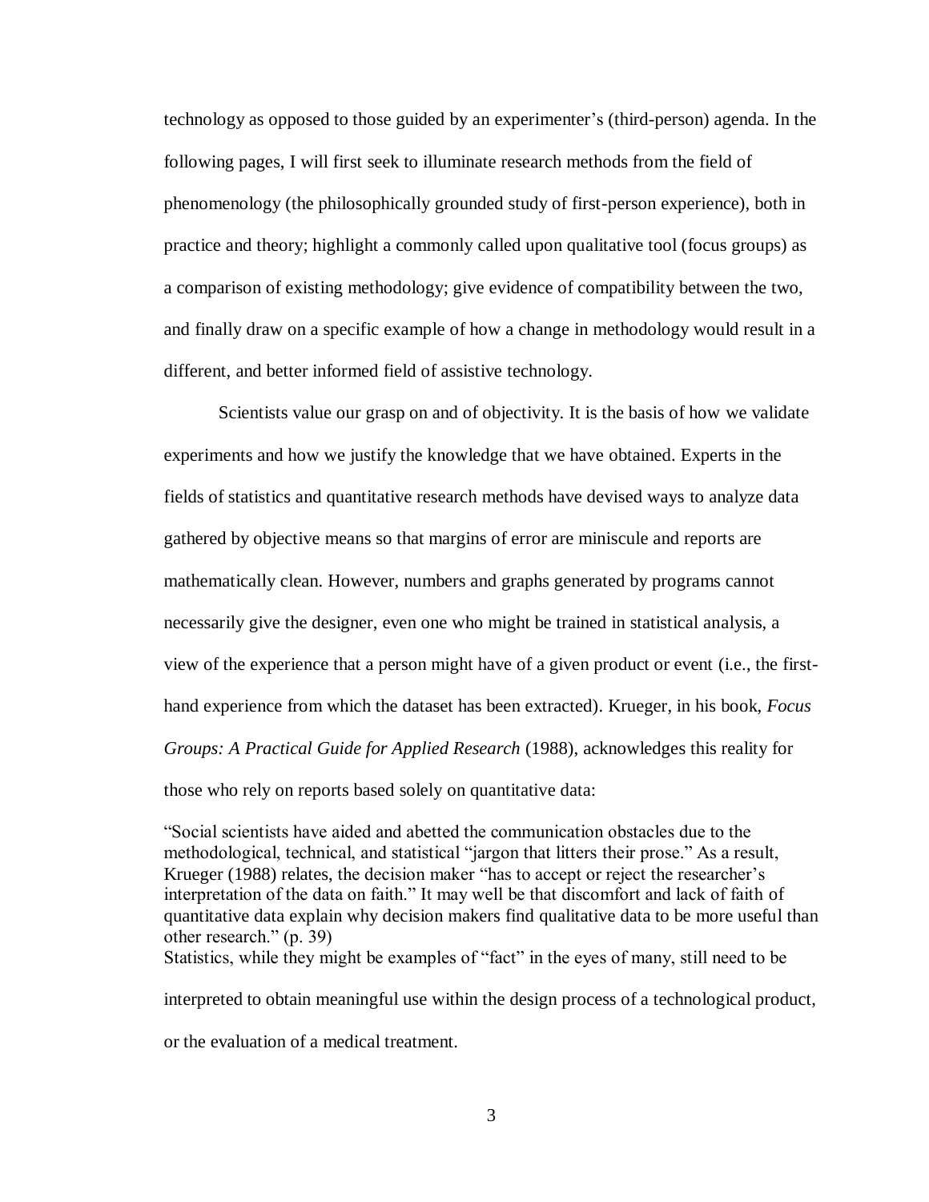technology as opposed to those guided by an experimenter's (third-person) agenda. In the following pages, I will first seek to illuminate research methods from the field of phenomenology (the philosophically grounded study of first-person experience), both in practice and theory; highlight a commonly called upon qualitative tool (focus groups) as a comparison of existing methodology; give evidence of compatibility between the two, and finally draw on a specific example of how a change in methodology would result in a different, and better informed field of assistive technology.

Scientists value our grasp on and of objectivity. It is the basis of how we validate experiments and how we justify the knowledge that we have obtained. Experts in the fields of statistics and quantitative research methods have devised ways to analyze data gathered by objective means so that margins of error are miniscule and reports are mathematically clean. However, numbers and graphs generated by programs cannot necessarily give the designer, even one who might be trained in statistical analysis, a view of the experience that a person might have of a given product or event (i.e., the first-hand experience from which the dataset has been extracted). Krueger, in his book, *Focus Groups: A Practical Guide for Applied Research* (1988), acknowledges this reality for those who rely on reports based solely on quantitative data:

> "Social scientists have aided and abetted the communication obstacles due to the methodological, technical, and statistical "jargon that litters their prose." As a result, Krueger (1988) relates, the decision maker "has to accept or reject the researcher's interpretation of the data on faith." It may well be that discomfort and lack of faith of quantitative data explain why decision makers find qualitative data to be more useful than other research." (p. 39)

Statistics, while they might be examples of "fact" in the eyes of many, still need to be interpreted to obtain meaningful use within the design process of a technological product, or the evaluation of a medical treatment.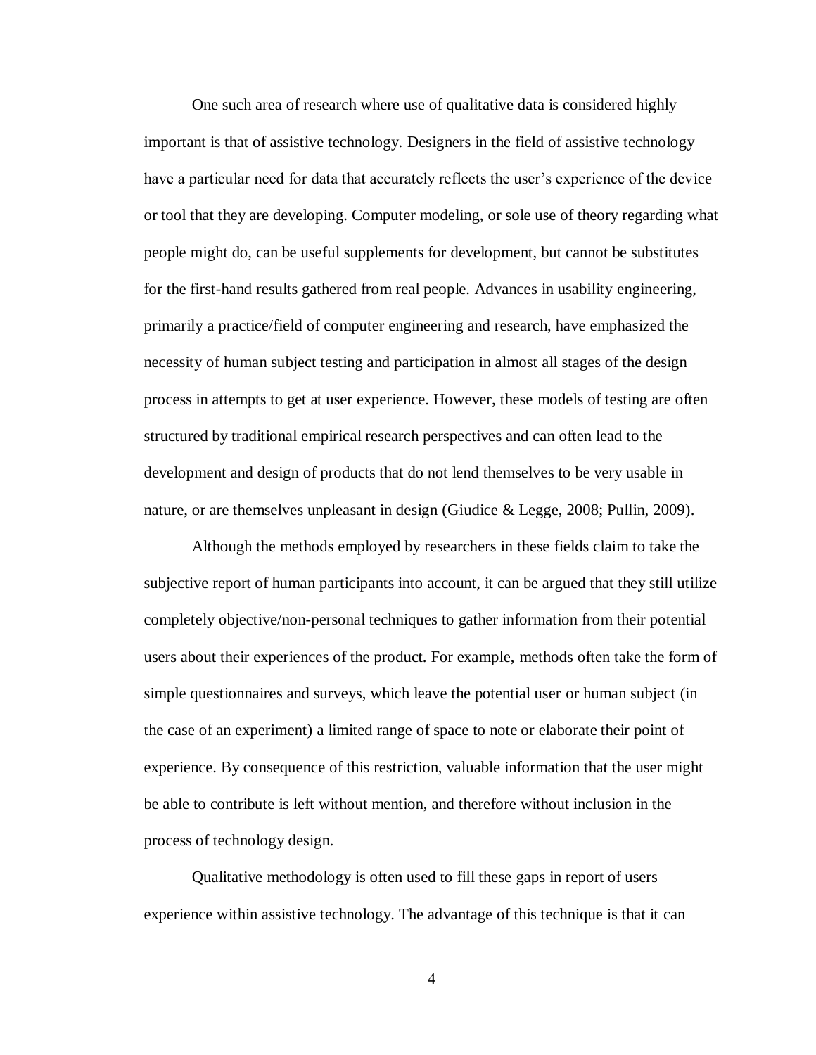One such area of research where use of qualitative data is considered highly important is that of assistive technology. Designers in the field of assistive technology have a particular need for data that accurately reflects the user's experience of the device or tool that they are developing. Computer modeling, or sole use of theory regarding what people might do, can be useful supplements for development, but cannot be substitutes for the first-hand results gathered from real people. Advances in usability engineering, primarily a practice/field of computer engineering and research, have emphasized the necessity of human subject testing and participation in almost all stages of the design process in attempts to get at user experience. However, these models of testing are often structured by traditional empirical research perspectives and can often lead to the development and design of products that do not lend themselves to be very usable in nature, or are themselves unpleasant in design (Giudice & Legge, 2008; Pullin, 2009).

Although the methods employed by researchers in these fields claim to take the subjective report of human participants into account, it can be argued that they still utilize completely objective/non-personal techniques to gather information from their potential users about their experiences of the product. For example, methods often take the form of simple questionnaires and surveys, which leave the potential user or human subject (in the case of an experiment) a limited range of space to note or elaborate their point of experience. By consequence of this restriction, valuable information that the user might be able to contribute is left without mention, and therefore without inclusion in the process of technology design.

Qualitative methodology is often used to fill these gaps in report of users experience within assistive technology. The advantage of this technique is that it can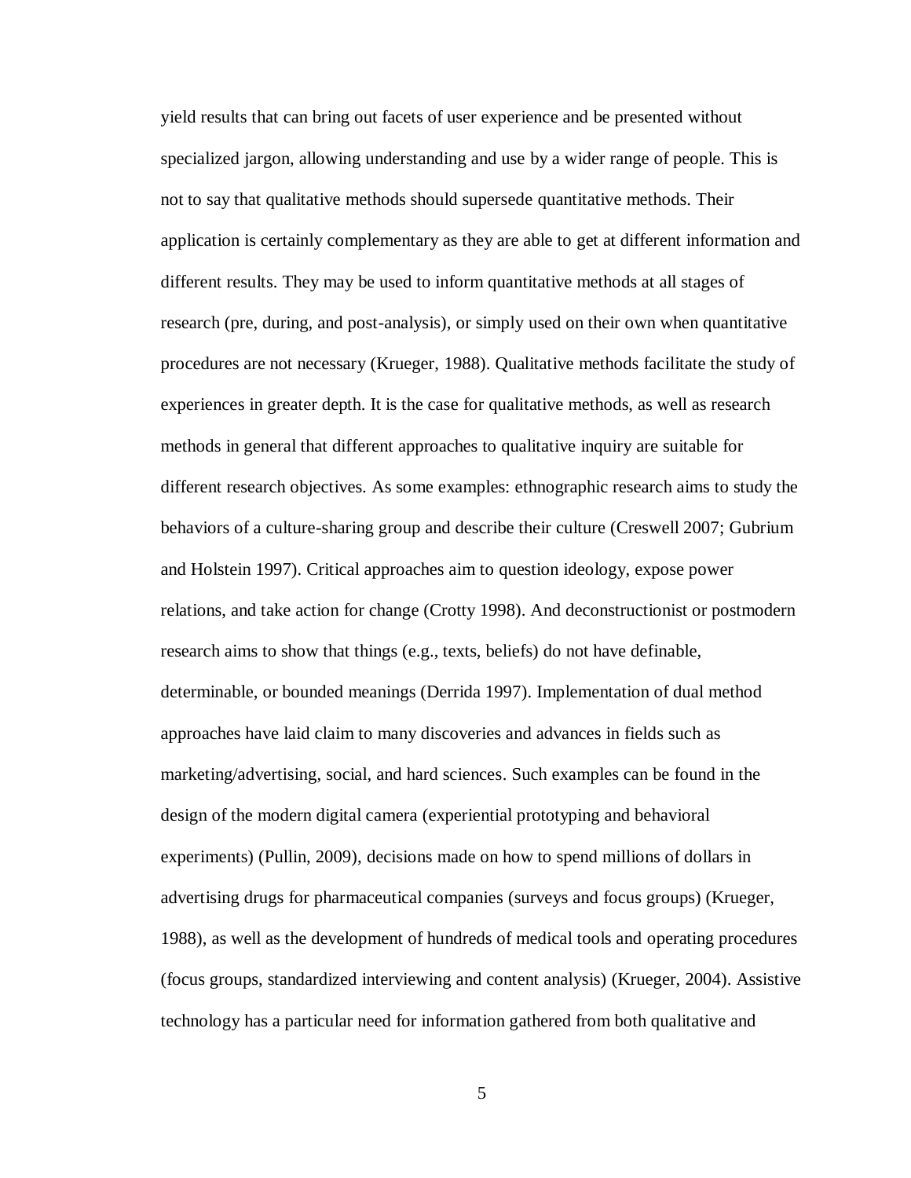yield results that can bring out facets of user experience and be presented without specialized jargon, allowing understanding and use by a wider range of people. This is not to say that qualitative methods should supersede quantitative methods. Their application is certainly complementary as they are able to get at different information and different results. They may be used to inform quantitative methods at all stages of research (pre, during, and post-analysis), or simply used on their own when quantitative procedures are not necessary (Krueger, 1988). Qualitative methods facilitate the study of experiences in greater depth. It is the case for qualitative methods, as well as research methods in general that different approaches to qualitative inquiry are suitable for different research objectives. As some examples: ethnographic research aims to study the behaviors of a culture-sharing group and describe their culture (Creswell 2007; Gubrium and Holstein 1997). Critical approaches aim to question ideology, expose power relations, and take action for change (Crotty 1998). And deconstructionist or postmodern research aims to show that things (e.g., texts, beliefs) do not have definable, determinable, or bounded meanings (Derrida 1997). Implementation of dual method approaches have laid claim to many discoveries and advances in fields such as marketing/advertising, social, and hard sciences. Such examples can be found in the design of the modern digital camera (experiential prototyping and behavioral experiments) (Pullin, 2009), decisions made on how to spend millions of dollars in advertising drugs for pharmaceutical companies (surveys and focus groups) (Krueger, 1988), as well as the development of hundreds of medical tools and operating procedures (focus groups, standardized interviewing and content analysis) (Krueger, 2004). Assistive technology has a particular need for information gathered from both qualitative and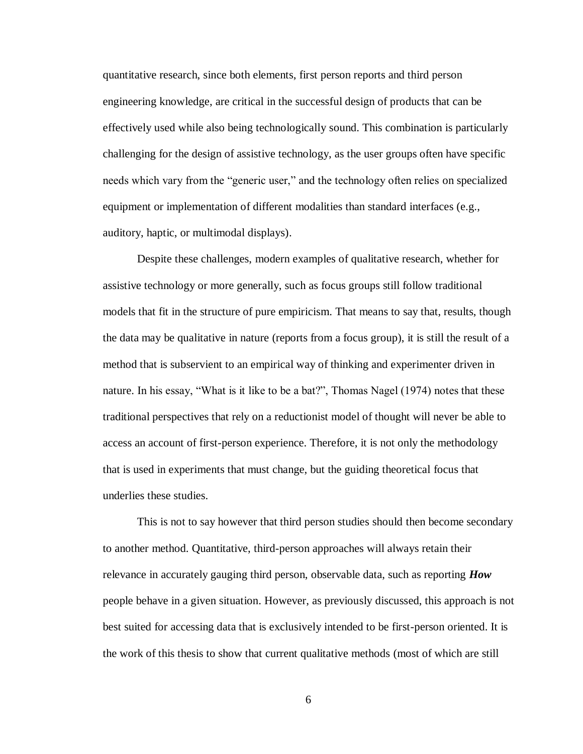quantitative research, since both elements, first person reports and third person engineering knowledge, are critical in the successful design of products that can be effectively used while also being technologically sound. This combination is particularly challenging for the design of assistive technology, as the user groups often have specific needs which vary from the "generic user," and the technology often relies on specialized equipment or implementation of different modalities than standard interfaces (e.g., auditory, haptic, or multimodal displays).

Despite these challenges, modern examples of qualitative research, whether for assistive technology or more generally, such as focus groups still follow traditional models that fit in the structure of pure empiricism. That means to say that, results, though the data may be qualitative in nature (reports from a focus group), it is still the result of a method that is subservient to an empirical way of thinking and experimenter driven in nature. In his essay, "What is it like to be a bat?", Thomas Nagel (1974) notes that these traditional perspectives that rely on a reductionist model of thought will never be able to access an account of first-person experience. Therefore, it is not only the methodology that is used in experiments that must change, but the guiding theoretical focus that underlies these studies.

This is not to say however that third person studies should then become secondary to another method. Quantitative, third-person approaches will always retain their relevance in accurately gauging third person, observable data, such as reporting ***How*** people behave in a given situation. However, as previously discussed, this approach is not best suited for accessing data that is exclusively intended to be first-person oriented. It is the work of this thesis to show that current qualitative methods (most of which are still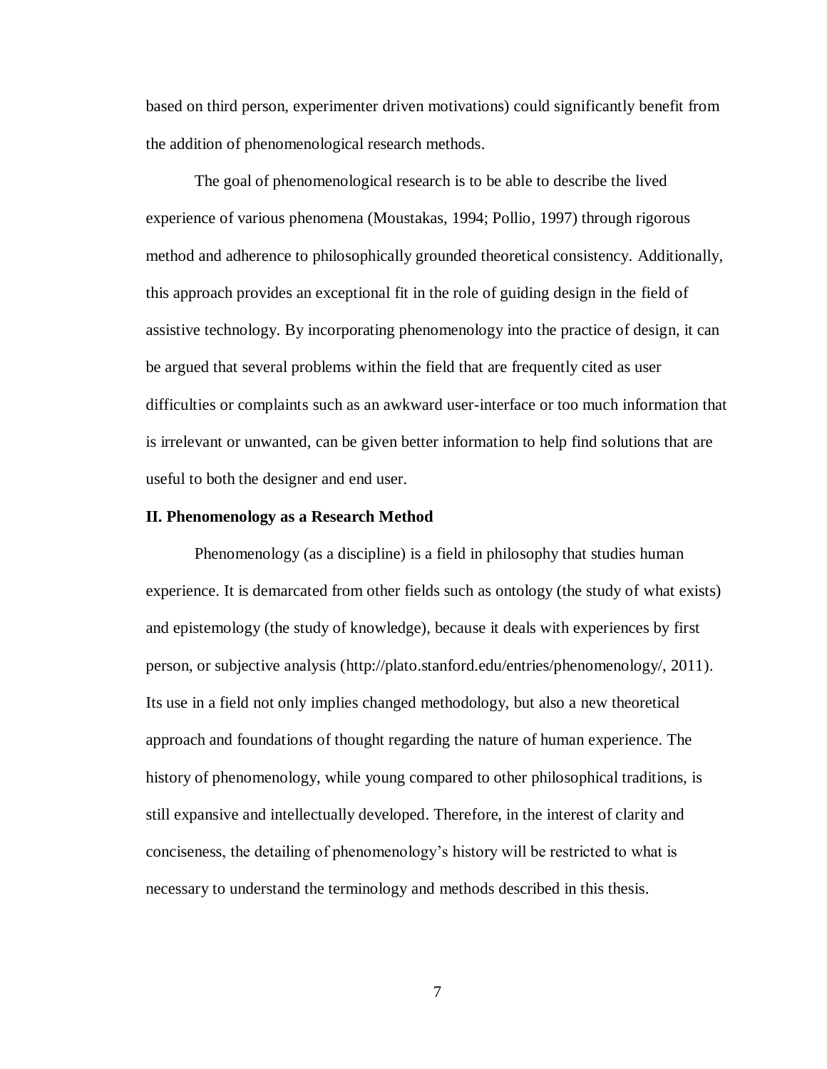based on third person, experimenter driven motivations) could significantly benefit from the addition of phenomenological research methods.

The goal of phenomenological research is to be able to describe the lived experience of various phenomena (Moustakas, 1994; Pollio, 1997) through rigorous method and adherence to philosophically grounded theoretical consistency. Additionally, this approach provides an exceptional fit in the role of guiding design in the field of assistive technology. By incorporating phenomenology into the practice of design, it can be argued that several problems within the field that are frequently cited as user difficulties or complaints such as an awkward user-interface or too much information that is irrelevant or unwanted, can be given better information to help find solutions that are useful to both the designer and end user.

## II. Phenomenology as a Research Method

Phenomenology (as a discipline) is a field in philosophy that studies human experience. It is demarcated from other fields such as ontology (the study of what exists) and epistemology (the study of knowledge), because it deals with experiences by first person, or subjective analysis (http://plato.stanford.edu/entries/phenomenology/, 2011). Its use in a field not only implies changed methodology, but also a new theoretical approach and foundations of thought regarding the nature of human experience. The history of phenomenology, while young compared to other philosophical traditions, is still expansive and intellectually developed. Therefore, in the interest of clarity and conciseness, the detailing of phenomenology's history will be restricted to what is necessary to understand the terminology and methods described in this thesis.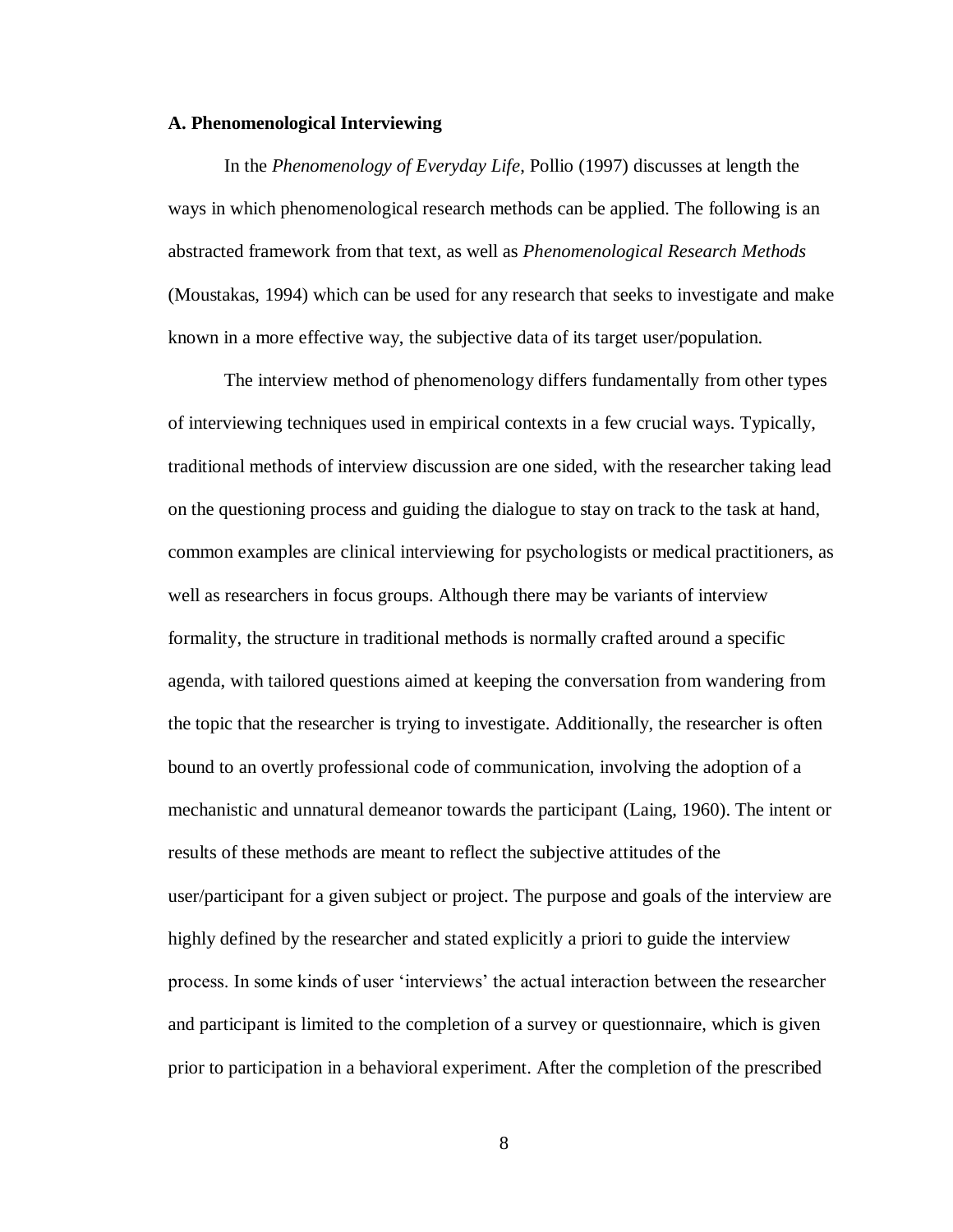**A. Phenomenological Interviewing**

In the *Phenomenology of Everyday Life*, Pollio (1997) discusses at length the ways in which phenomenological research methods can be applied. The following is an abstracted framework from that text, as well as *Phenomenological Research Methods* (Moustakas, 1994) which can be used for any research that seeks to investigate and make known in a more effective way, the subjective data of its target user/population.

The interview method of phenomenology differs fundamentally from other types of interviewing techniques used in empirical contexts in a few crucial ways. Typically, traditional methods of interview discussion are one sided, with the researcher taking lead on the questioning process and guiding the dialogue to stay on track to the task at hand, common examples are clinical interviewing for psychologists or medical practitioners, as well as researchers in focus groups. Although there may be variants of interview formality, the structure in traditional methods is normally crafted around a specific agenda, with tailored questions aimed at keeping the conversation from wandering from the topic that the researcher is trying to investigate. Additionally, the researcher is often bound to an overtly professional code of communication, involving the adoption of a mechanistic and unnatural demeanor towards the participant (Laing, 1960). The intent or results of these methods are meant to reflect the subjective attitudes of the user/participant for a given subject or project. The purpose and goals of the interview are highly defined by the researcher and stated explicitly a priori to guide the interview process. In some kinds of user 'interviews' the actual interaction between the researcher and participant is limited to the completion of a survey or questionnaire, which is given prior to participation in a behavioral experiment. After the completion of the prescribed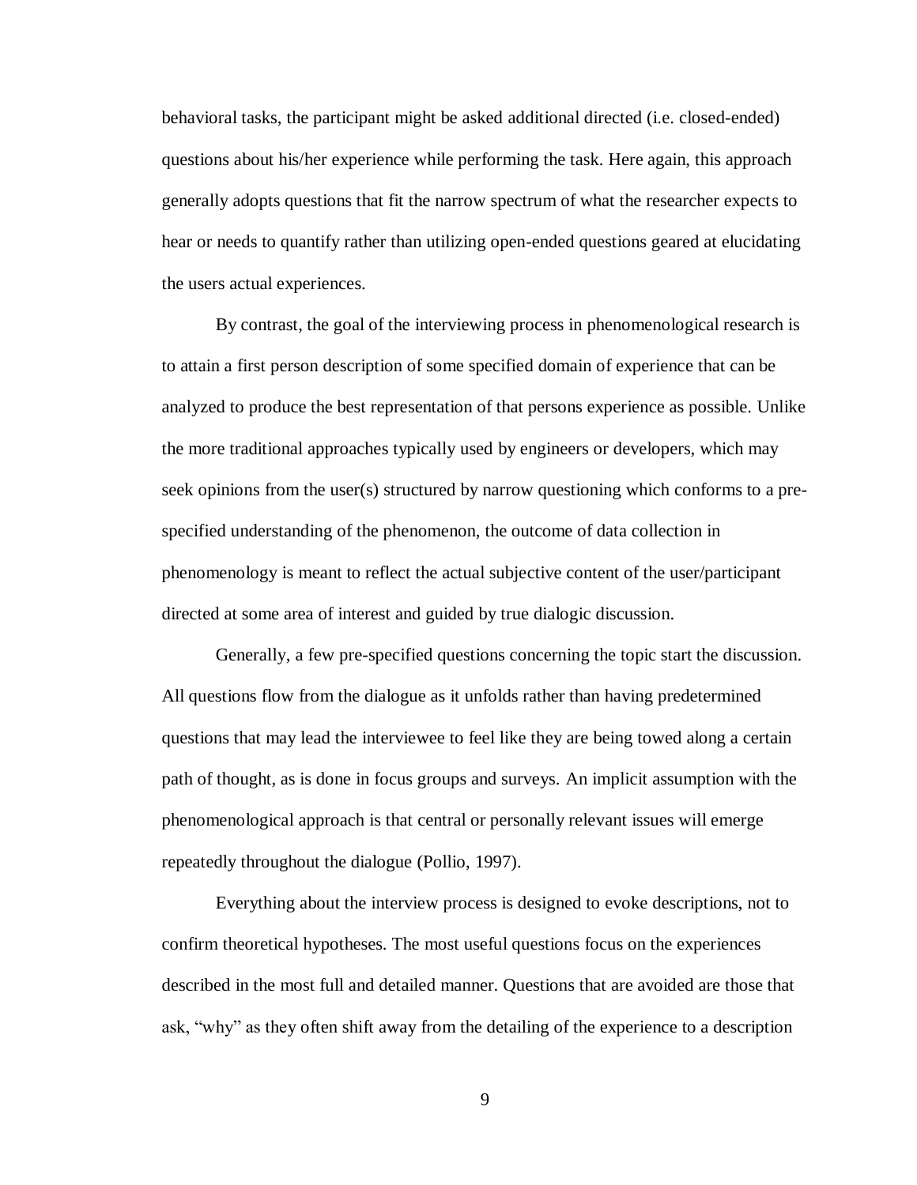behavioral tasks, the participant might be asked additional directed (i.e. closed-ended) questions about his/her experience while performing the task. Here again, this approach generally adopts questions that fit the narrow spectrum of what the researcher expects to hear or needs to quantify rather than utilizing open-ended questions geared at elucidating the users actual experiences.

By contrast, the goal of the interviewing process in phenomenological research is to attain a first person description of some specified domain of experience that can be analyzed to produce the best representation of that persons experience as possible. Unlike the more traditional approaches typically used by engineers or developers, which may seek opinions from the user(s) structured by narrow questioning which conforms to a pre-specified understanding of the phenomenon, the outcome of data collection in phenomenology is meant to reflect the actual subjective content of the user/participant directed at some area of interest and guided by true dialogic discussion.

Generally, a few pre-specified questions concerning the topic start the discussion. All questions flow from the dialogue as it unfolds rather than having predetermined questions that may lead the interviewee to feel like they are being towed along a certain path of thought, as is done in focus groups and surveys. An implicit assumption with the phenomenological approach is that central or personally relevant issues will emerge repeatedly throughout the dialogue (Pollio, 1997).

Everything about the interview process is designed to evoke descriptions, not to confirm theoretical hypotheses. The most useful questions focus on the experiences described in the most full and detailed manner. Questions that are avoided are those that ask, "why" as they often shift away from the detailing of the experience to a description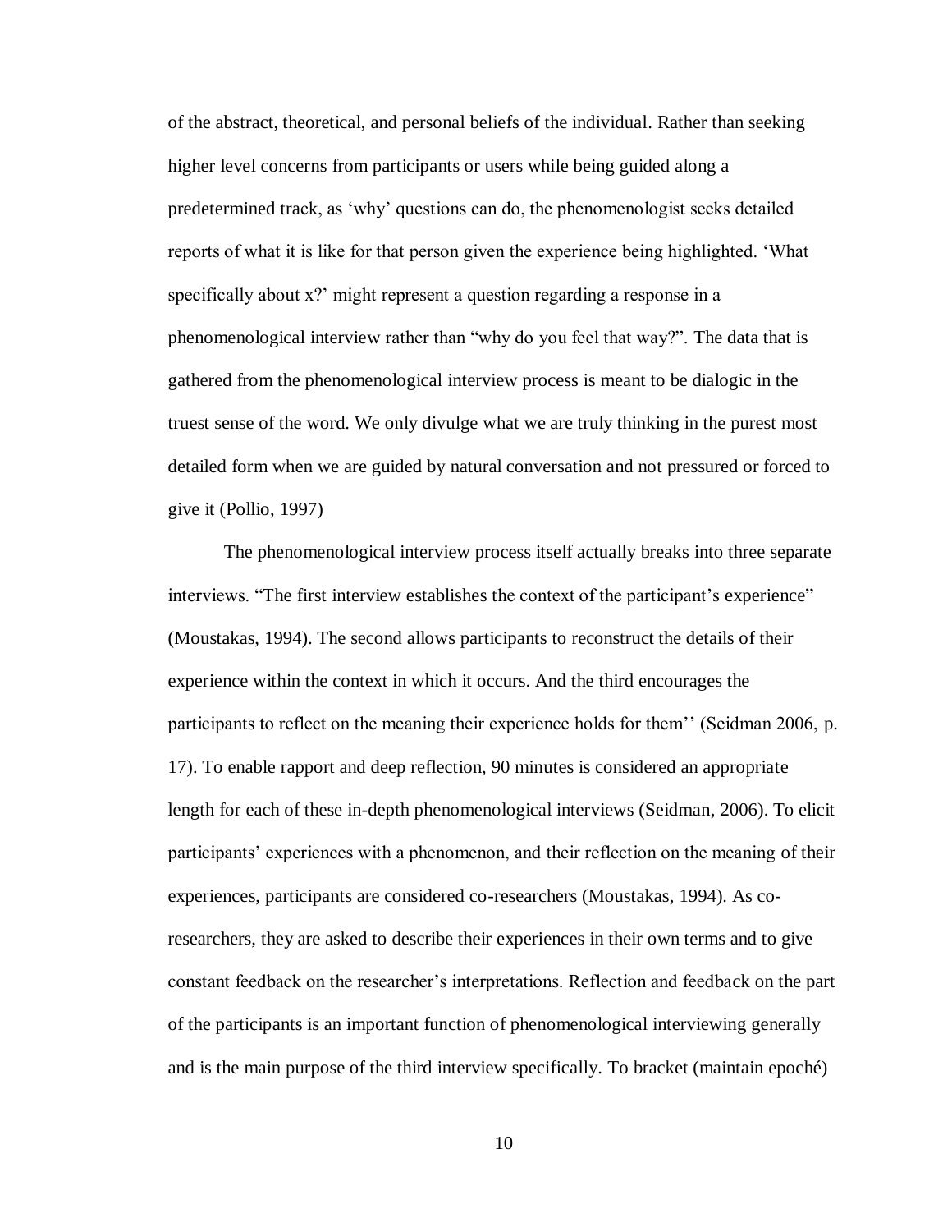of the abstract, theoretical, and personal beliefs of the individual. Rather than seeking higher level concerns from participants or users while being guided along a predetermined track, as 'why' questions can do, the phenomenologist seeks detailed reports of what it is like for that person given the experience being highlighted. 'What specifically about x?' might represent a question regarding a response in a phenomenological interview rather than "why do you feel that way?". The data that is gathered from the phenomenological interview process is meant to be dialogic in the truest sense of the word. We only divulge what we are truly thinking in the purest most detailed form when we are guided by natural conversation and not pressured or forced to give it (Pollio, 1997)

The phenomenological interview process itself actually breaks into three separate interviews. "The first interview establishes the context of the participant's experience" (Moustakas, 1994). The second allows participants to reconstruct the details of their experience within the context in which it occurs. And the third encourages the participants to reflect on the meaning their experience holds for them'' (Seidman 2006, p. 17). To enable rapport and deep reflection, 90 minutes is considered an appropriate length for each of these in-depth phenomenological interviews (Seidman, 2006). To elicit participants' experiences with a phenomenon, and their reflection on the meaning of their experiences, participants are considered co-researchers (Moustakas, 1994). As co-researchers, they are asked to describe their experiences in their own terms and to give constant feedback on the researcher's interpretations. Reflection and feedback on the part of the participants is an important function of phenomenological interviewing generally and is the main purpose of the third interview specifically. To bracket (maintain epoché)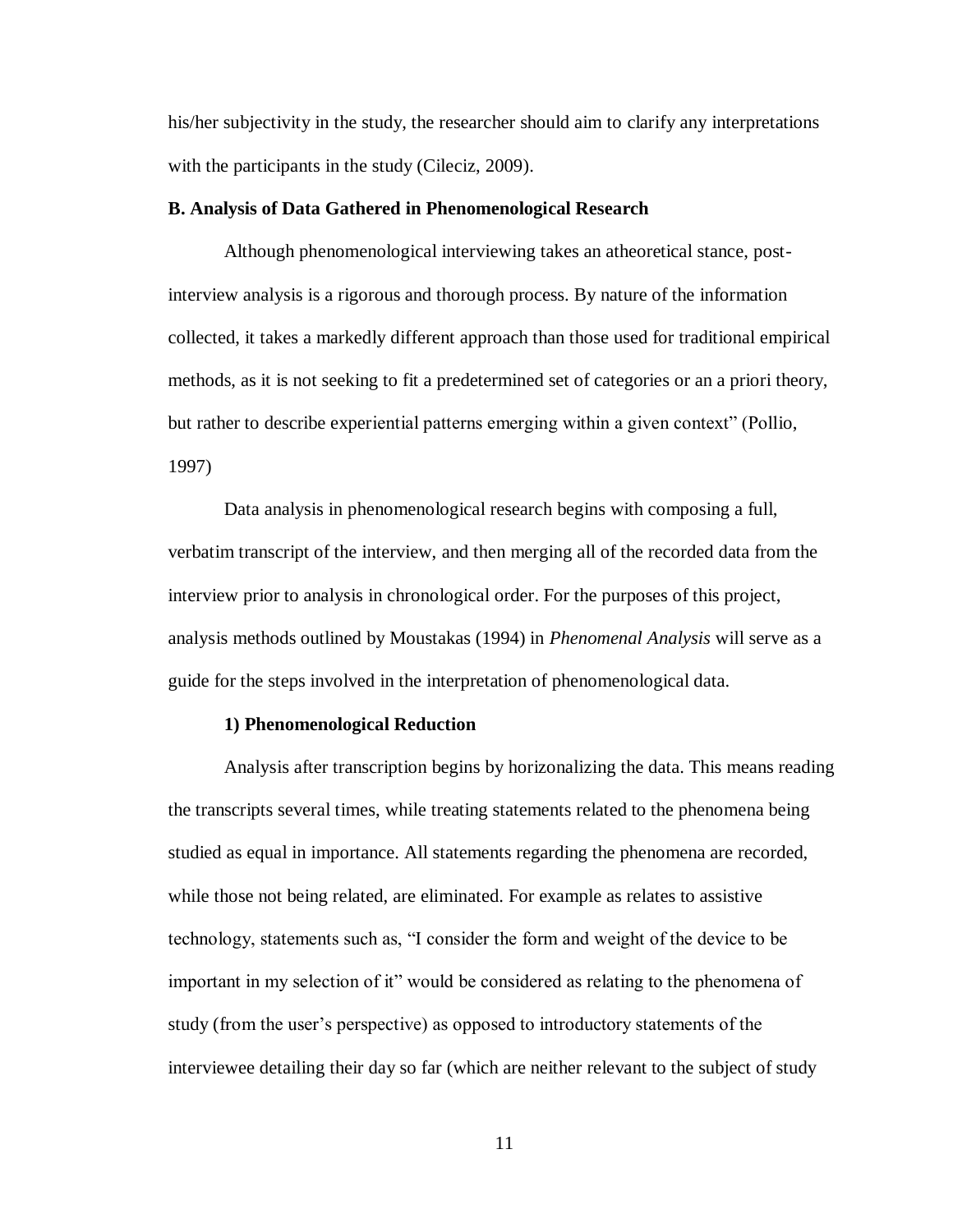his/her subjectivity in the study, the researcher should aim to clarify any interpretations with the participants in the study (Cileciz, 2009).

### B. Analysis of Data Gathered in Phenomenological Research

Although phenomenological interviewing takes an atheoretical stance, post-interview analysis is a rigorous and thorough process. By nature of the information collected, it takes a markedly different approach than those used for traditional empirical methods, as it is not seeking to fit a predetermined set of categories or an a priori theory, but rather to describe experiential patterns emerging within a given context" (Pollio, 1997)

Data analysis in phenomenological research begins with composing a full, verbatim transcript of the interview, and then merging all of the recorded data from the interview prior to analysis in chronological order. For the purposes of this project, analysis methods outlined by Moustakas (1994) in *Phenomenal Analysis* will serve as a guide for the steps involved in the interpretation of phenomenological data.

#### 1) Phenomenological Reduction

Analysis after transcription begins by horizonalizing the data. This means reading the transcripts several times, while treating statements related to the phenomena being studied as equal in importance. All statements regarding the phenomena are recorded, while those not being related, are eliminated. For example as relates to assistive technology, statements such as, "I consider the form and weight of the device to be important in my selection of it" would be considered as relating to the phenomena of study (from the user's perspective) as opposed to introductory statements of the interviewee detailing their day so far (which are neither relevant to the subject of study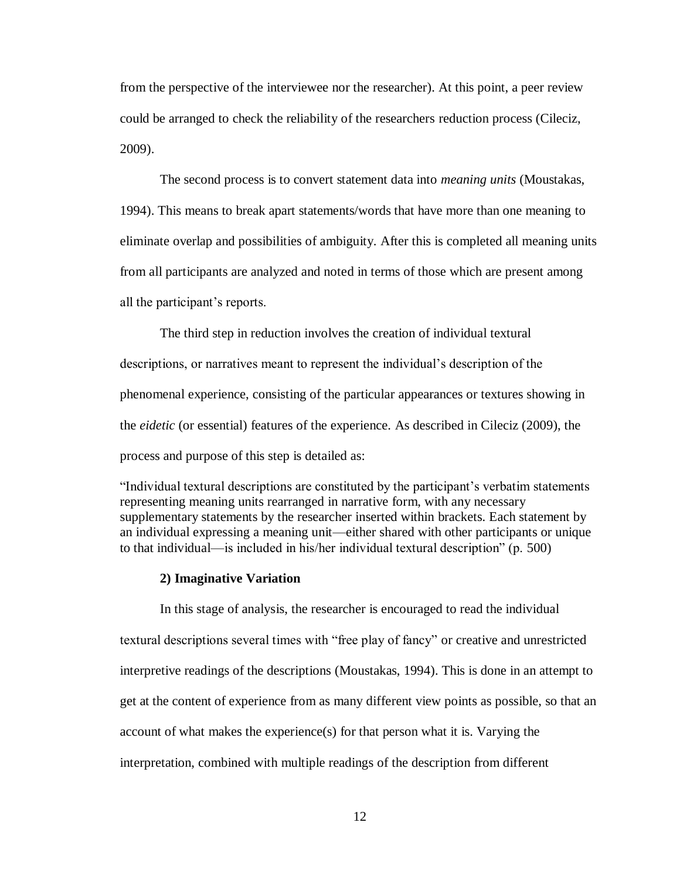from the perspective of the interviewee nor the researcher). At this point, a peer review could be arranged to check the reliability of the researchers reduction process (Cileciz, 2009).

The second process is to convert statement data into *meaning units* (Moustakas, 1994). This means to break apart statements/words that have more than one meaning to eliminate overlap and possibilities of ambiguity. After this is completed all meaning units from all participants are analyzed and noted in terms of those which are present among all the participant's reports.

The third step in reduction involves the creation of individual textural descriptions, or narratives meant to represent the individual's description of the phenomenal experience, consisting of the particular appearances or textures showing in the *eidetic* (or essential) features of the experience. As described in Cileciz (2009), the process and purpose of this step is detailed as:

"Individual textural descriptions are constituted by the participant's verbatim statements representing meaning units rearranged in narrative form, with any necessary supplementary statements by the researcher inserted within brackets. Each statement by an individual expressing a meaning unit—either shared with other participants or unique to that individual—is included in his/her individual textural description" (p. 500)

**2) Imaginative Variation**

In this stage of analysis, the researcher is encouraged to read the individual textural descriptions several times with "free play of fancy" or creative and unrestricted interpretive readings of the descriptions (Moustakas, 1994). This is done in an attempt to get at the content of experience from as many different view points as possible, so that an account of what makes the experience(s) for that person what it is. Varying the interpretation, combined with multiple readings of the description from different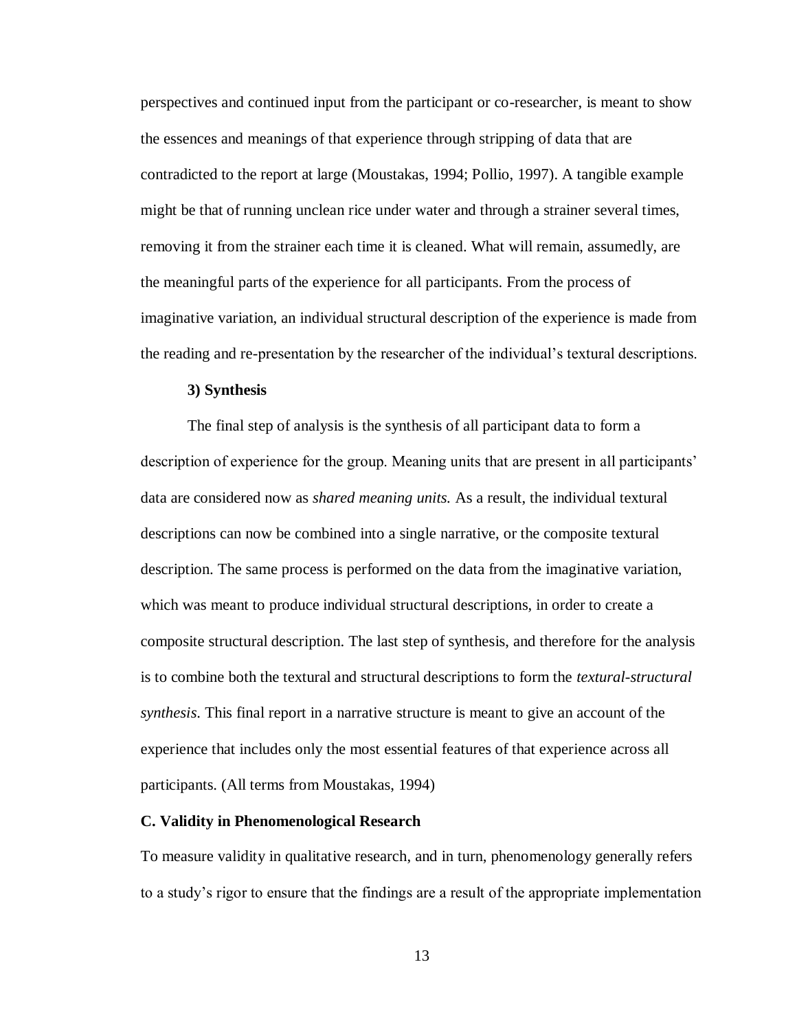perspectives and continued input from the participant or co-researcher, is meant to show the essences and meanings of that experience through stripping of data that are contradicted to the report at large (Moustakas, 1994; Pollio, 1997). A tangible example might be that of running unclean rice under water and through a strainer several times, removing it from the strainer each time it is cleaned. What will remain, assumedly, are the meaningful parts of the experience for all participants. From the process of imaginative variation, an individual structural description of the experience is made from the reading and re-presentation by the researcher of the individual's textural descriptions.

**3) Synthesis**

The final step of analysis is the synthesis of all participant data to form a description of experience for the group. Meaning units that are present in all participants' data are considered now as *shared meaning units.* As a result, the individual textural descriptions can now be combined into a single narrative, or the composite textural description. The same process is performed on the data from the imaginative variation, which was meant to produce individual structural descriptions, in order to create a composite structural description. The last step of synthesis, and therefore for the analysis is to combine both the textural and structural descriptions to form the *textural-structural synthesis*. This final report in a narrative structure is meant to give an account of the experience that includes only the most essential features of that experience across all participants. (All terms from Moustakas, 1994)

**C. Validity in Phenomenological Research**

To measure validity in qualitative research, and in turn, phenomenology generally refers to a study's rigor to ensure that the findings are a result of the appropriate implementation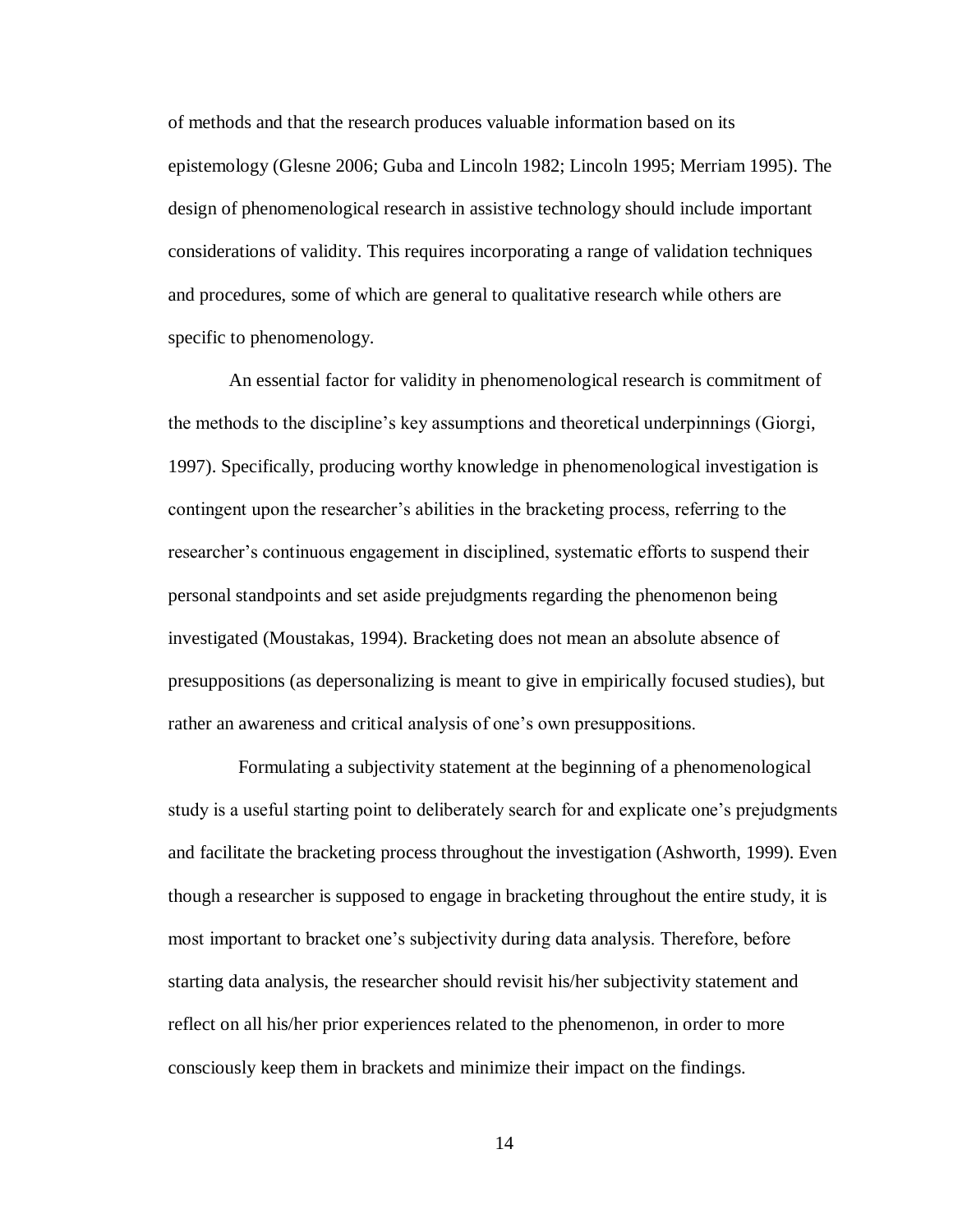of methods and that the research produces valuable information based on its epistemology (Glesne 2006; Guba and Lincoln 1982; Lincoln 1995; Merriam 1995). The design of phenomenological research in assistive technology should include important considerations of validity. This requires incorporating a range of validation techniques and procedures, some of which are general to qualitative research while others are specific to phenomenology.

An essential factor for validity in phenomenological research is commitment of the methods to the discipline's key assumptions and theoretical underpinnings (Giorgi, 1997). Specifically, producing worthy knowledge in phenomenological investigation is contingent upon the researcher's abilities in the bracketing process, referring to the researcher's continuous engagement in disciplined, systematic efforts to suspend their personal standpoints and set aside prejudgments regarding the phenomenon being investigated (Moustakas, 1994). Bracketing does not mean an absolute absence of presuppositions (as depersonalizing is meant to give in empirically focused studies), but rather an awareness and critical analysis of one's own presuppositions.

Formulating a subjectivity statement at the beginning of a phenomenological study is a useful starting point to deliberately search for and explicate one's prejudgments and facilitate the bracketing process throughout the investigation (Ashworth, 1999). Even though a researcher is supposed to engage in bracketing throughout the entire study, it is most important to bracket one's subjectivity during data analysis. Therefore, before starting data analysis, the researcher should revisit his/her subjectivity statement and reflect on all his/her prior experiences related to the phenomenon, in order to more consciously keep them in brackets and minimize their impact on the findings.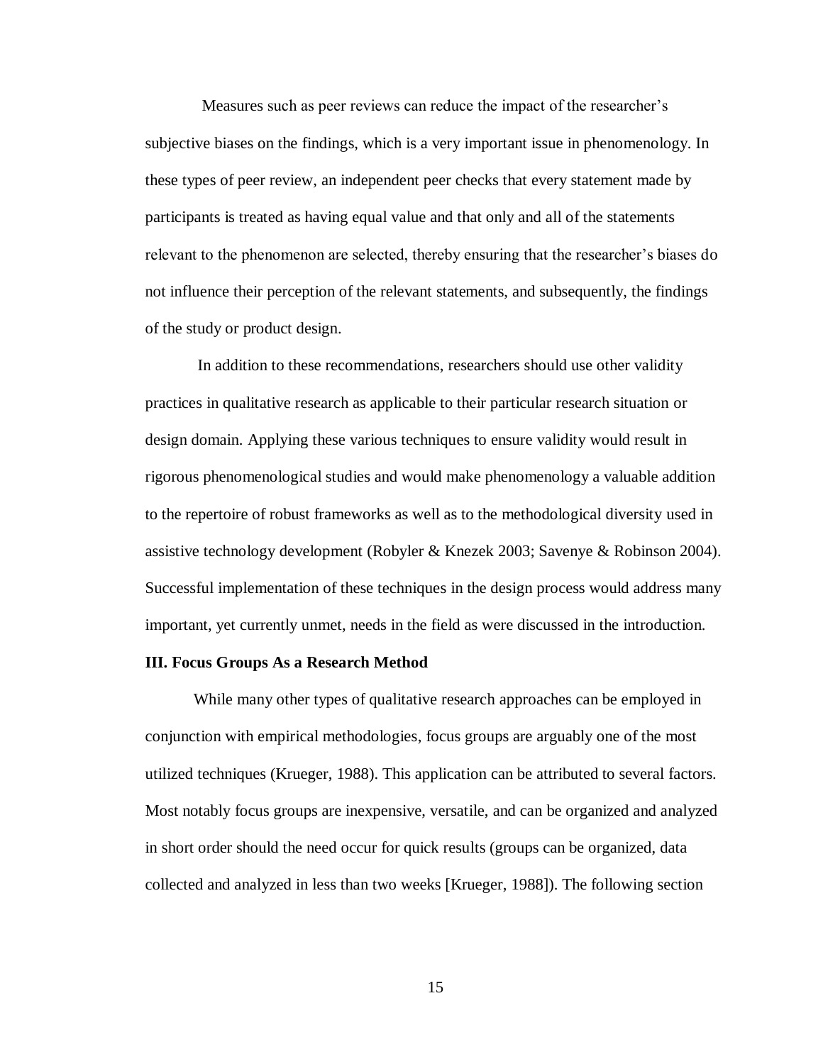Measures such as peer reviews can reduce the impact of the researcher's subjective biases on the findings, which is a very important issue in phenomenology. In these types of peer review, an independent peer checks that every statement made by participants is treated as having equal value and that only and all of the statements relevant to the phenomenon are selected, thereby ensuring that the researcher's biases do not influence their perception of the relevant statements, and subsequently, the findings of the study or product design.

In addition to these recommendations, researchers should use other validity practices in qualitative research as applicable to their particular research situation or design domain. Applying these various techniques to ensure validity would result in rigorous phenomenological studies and would make phenomenology a valuable addition to the repertoire of robust frameworks as well as to the methodological diversity used in assistive technology development (Robyler & Knezek 2003; Savenye & Robinson 2004). Successful implementation of these techniques in the design process would address many important, yet currently unmet, needs in the field as were discussed in the introduction.

### III. Focus Groups As a Research Method

While many other types of qualitative research approaches can be employed in conjunction with empirical methodologies, focus groups are arguably one of the most utilized techniques (Krueger, 1988). This application can be attributed to several factors. Most notably focus groups are inexpensive, versatile, and can be organized and analyzed in short order should the need occur for quick results (groups can be organized, data collected and analyzed in less than two weeks [Krueger, 1988]). The following section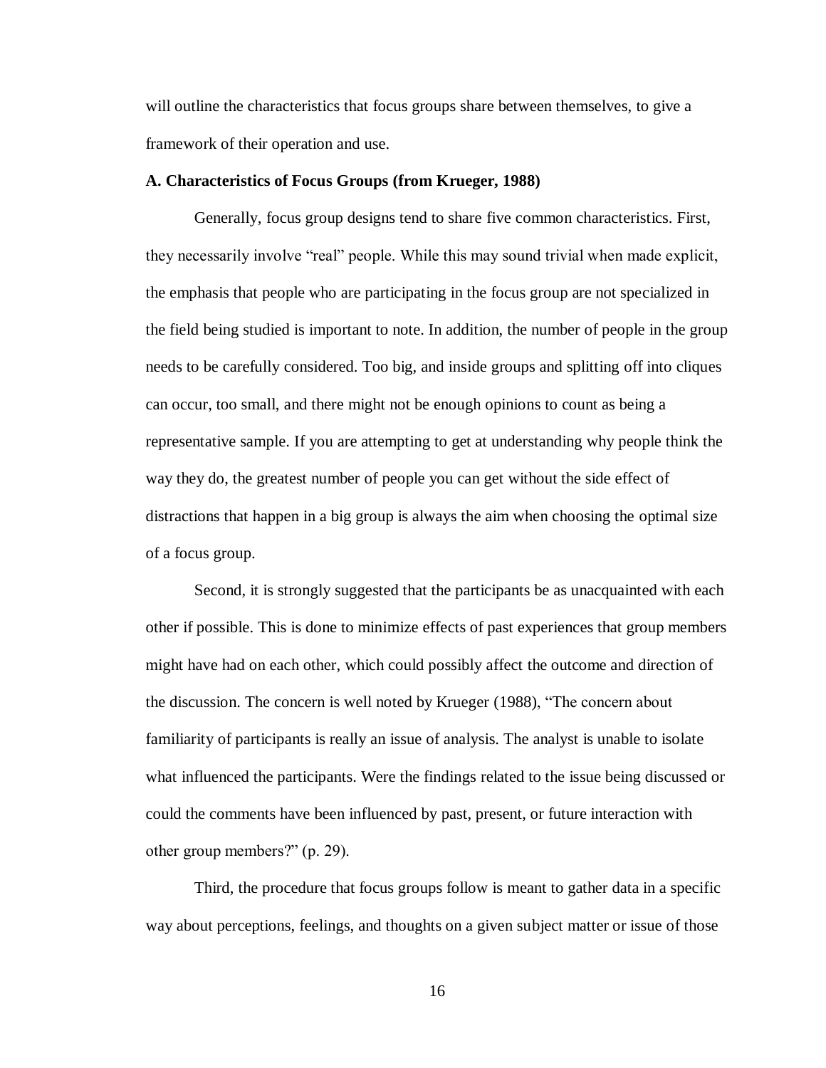will outline the characteristics that focus groups share between themselves, to give a framework of their operation and use.

**A. Characteristics of Focus Groups (from Krueger, 1988)**

Generally, focus group designs tend to share five common characteristics. First, they necessarily involve "real" people. While this may sound trivial when made explicit, the emphasis that people who are participating in the focus group are not specialized in the field being studied is important to note. In addition, the number of people in the group needs to be carefully considered. Too big, and inside groups and splitting off into cliques can occur, too small, and there might not be enough opinions to count as being a representative sample. If you are attempting to get at understanding why people think the way they do, the greatest number of people you can get without the side effect of distractions that happen in a big group is always the aim when choosing the optimal size of a focus group.

Second, it is strongly suggested that the participants be as unacquainted with each other if possible. This is done to minimize effects of past experiences that group members might have had on each other, which could possibly affect the outcome and direction of the discussion. The concern is well noted by Krueger (1988), "The concern about familiarity of participants is really an issue of analysis. The analyst is unable to isolate what influenced the participants. Were the findings related to the issue being discussed or could the comments have been influenced by past, present, or future interaction with other group members?" (p. 29).

Third, the procedure that focus groups follow is meant to gather data in a specific way about perceptions, feelings, and thoughts on a given subject matter or issue of those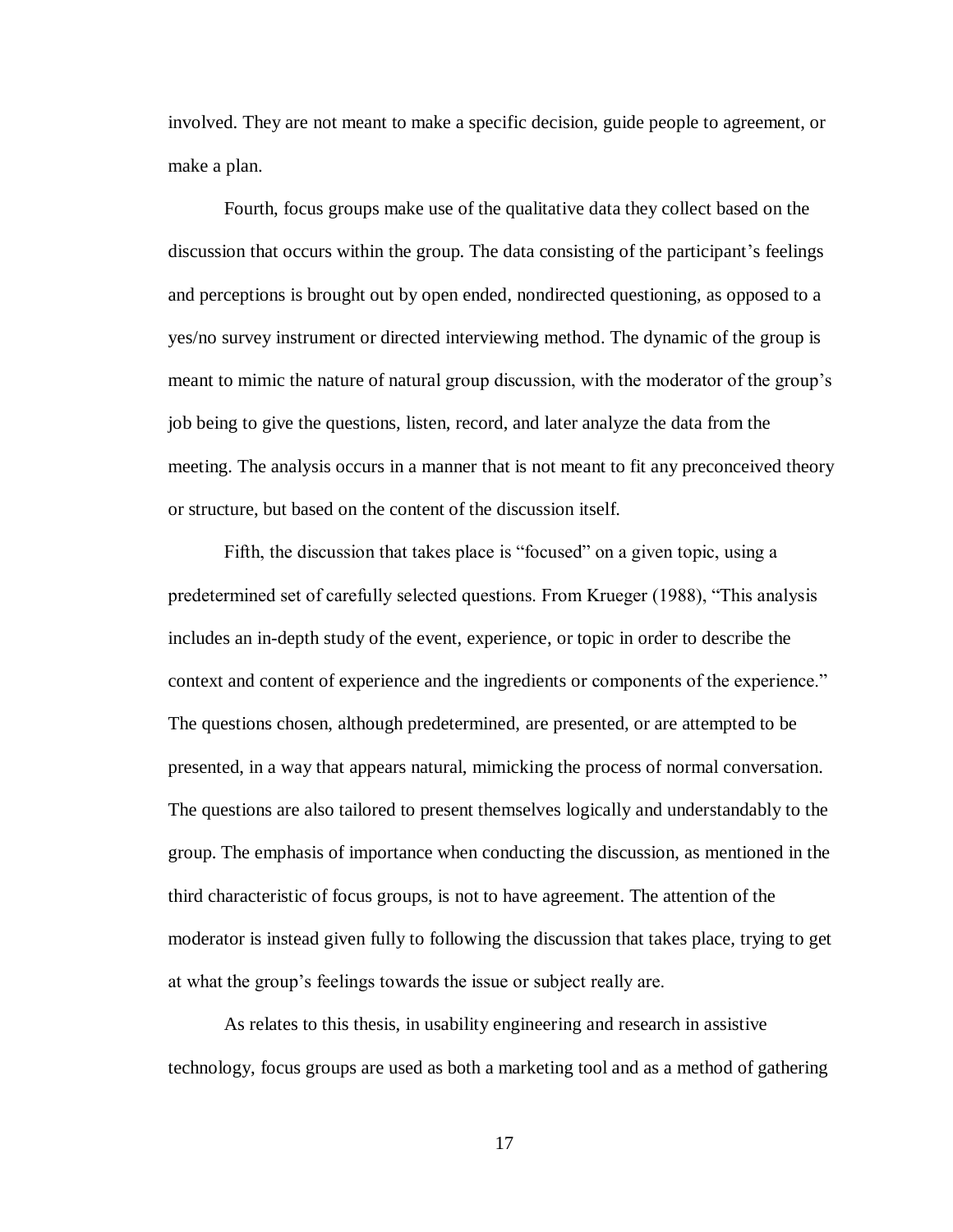involved. They are not meant to make a specific decision, guide people to agreement, or make a plan.

Fourth, focus groups make use of the qualitative data they collect based on the discussion that occurs within the group. The data consisting of the participant's feelings and perceptions is brought out by open ended, nondirected questioning, as opposed to a yes/no survey instrument or directed interviewing method. The dynamic of the group is meant to mimic the nature of natural group discussion, with the moderator of the group's job being to give the questions, listen, record, and later analyze the data from the meeting. The analysis occurs in a manner that is not meant to fit any preconceived theory or structure, but based on the content of the discussion itself.

Fifth, the discussion that takes place is "focused" on a given topic, using a predetermined set of carefully selected questions. From Krueger (1988), "This analysis includes an in-depth study of the event, experience, or topic in order to describe the context and content of experience and the ingredients or components of the experience." The questions chosen, although predetermined, are presented, or are attempted to be presented, in a way that appears natural, mimicking the process of normal conversation. The questions are also tailored to present themselves logically and understandably to the group. The emphasis of importance when conducting the discussion, as mentioned in the third characteristic of focus groups, is not to have agreement. The attention of the moderator is instead given fully to following the discussion that takes place, trying to get at what the group's feelings towards the issue or subject really are.

As relates to this thesis, in usability engineering and research in assistive technology, focus groups are used as both a marketing tool and as a method of gathering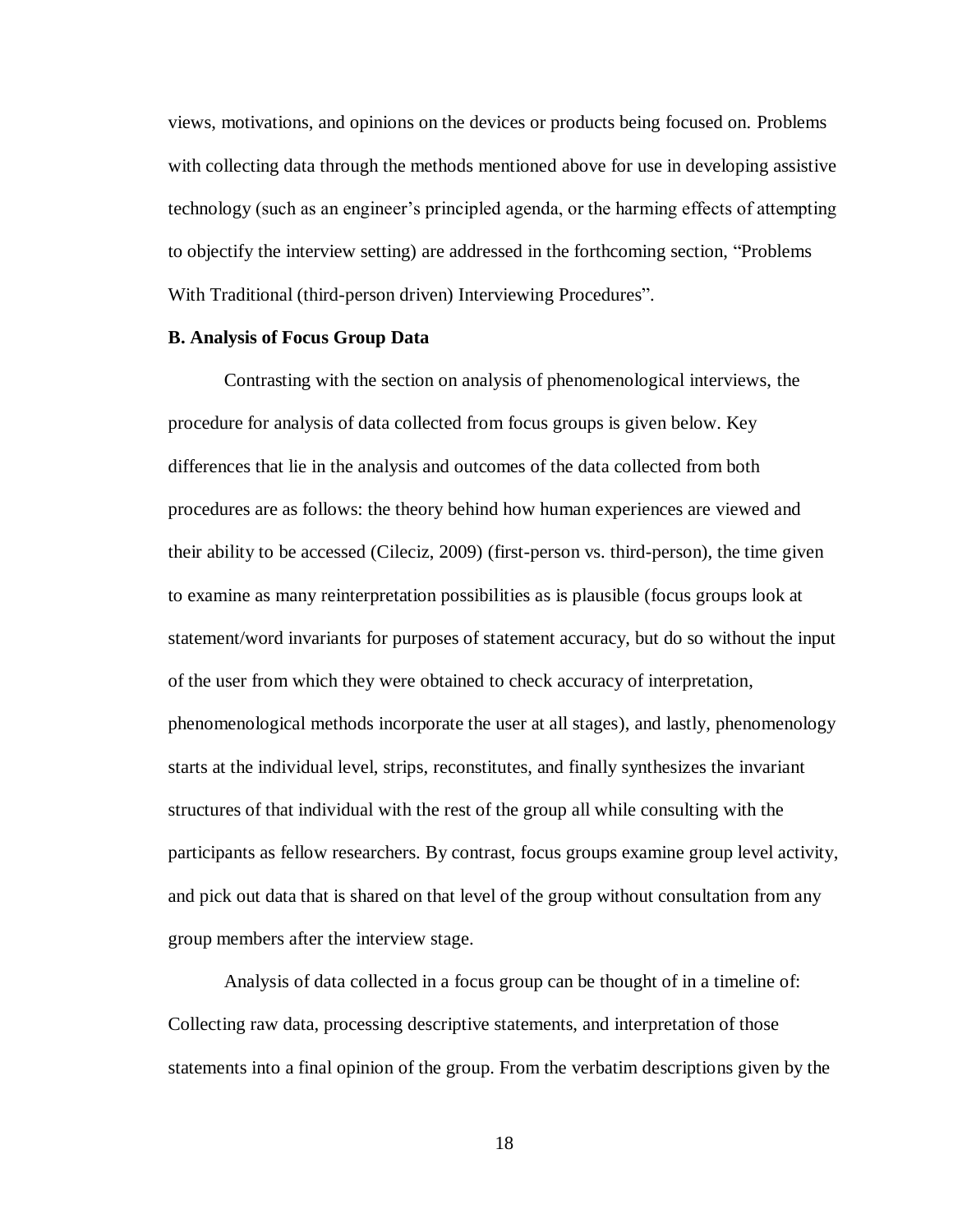views, motivations, and opinions on the devices or products being focused on. Problems with collecting data through the methods mentioned above for use in developing assistive technology (such as an engineer's principled agenda, or the harming effects of attempting to objectify the interview setting) are addressed in the forthcoming section, "Problems With Traditional (third-person driven) Interviewing Procedures".

**B. Analysis of Focus Group Data**

Contrasting with the section on analysis of phenomenological interviews, the procedure for analysis of data collected from focus groups is given below. Key differences that lie in the analysis and outcomes of the data collected from both procedures are as follows: the theory behind how human experiences are viewed and their ability to be accessed (Cileciz, 2009) (first-person vs. third-person), the time given to examine as many reinterpretation possibilities as is plausible (focus groups look at statement/word invariants for purposes of statement accuracy, but do so without the input of the user from which they were obtained to check accuracy of interpretation, phenomenological methods incorporate the user at all stages), and lastly, phenomenology starts at the individual level, strips, reconstitutes, and finally synthesizes the invariant structures of that individual with the rest of the group all while consulting with the participants as fellow researchers. By contrast, focus groups examine group level activity, and pick out data that is shared on that level of the group without consultation from any group members after the interview stage.

Analysis of data collected in a focus group can be thought of in a timeline of: Collecting raw data, processing descriptive statements, and interpretation of those statements into a final opinion of the group. From the verbatim descriptions given by the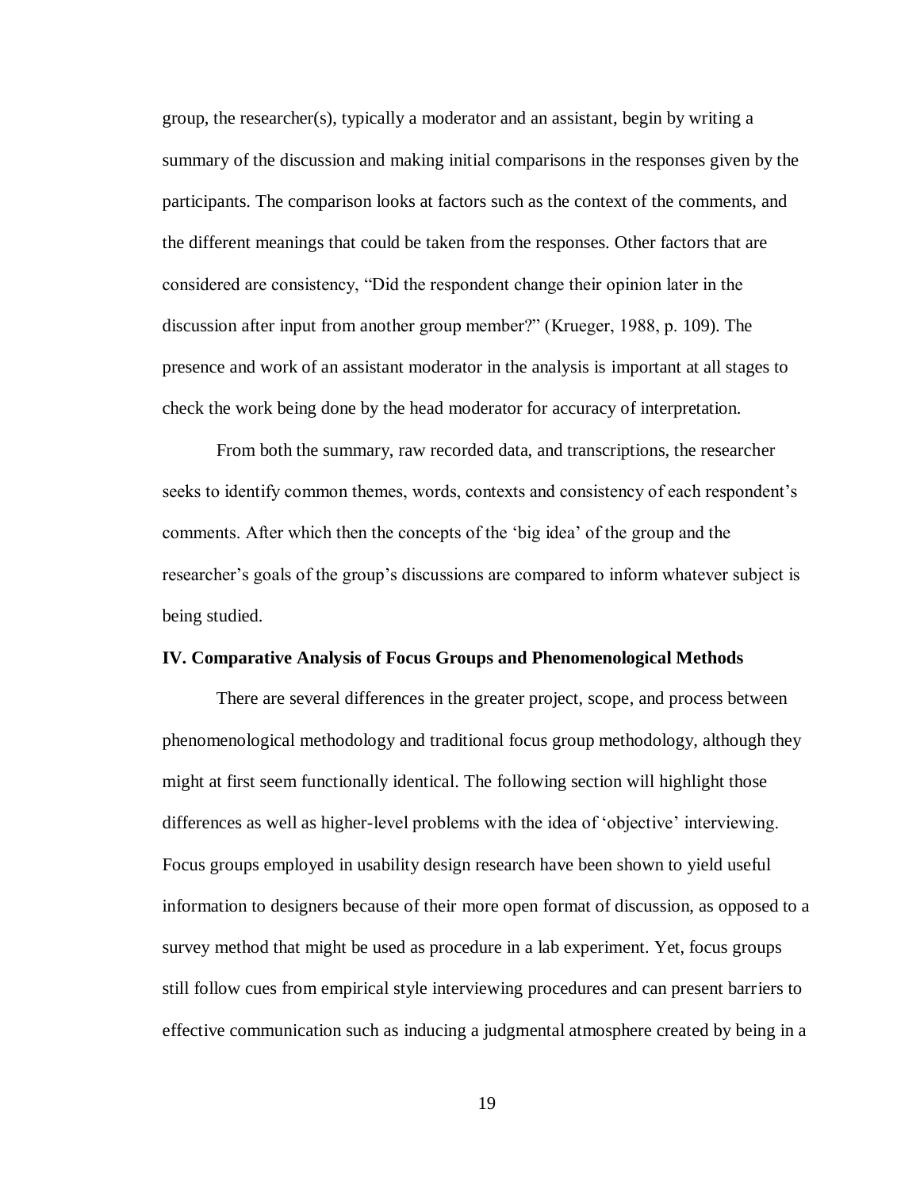group, the researcher(s), typically a moderator and an assistant, begin by writing a summary of the discussion and making initial comparisons in the responses given by the participants. The comparison looks at factors such as the context of the comments, and the different meanings that could be taken from the responses. Other factors that are considered are consistency, "Did the respondent change their opinion later in the discussion after input from another group member?" (Krueger, 1988, p. 109). The presence and work of an assistant moderator in the analysis is important at all stages to check the work being done by the head moderator for accuracy of interpretation.

From both the summary, raw recorded data, and transcriptions, the researcher seeks to identify common themes, words, contexts and consistency of each respondent's comments. After which then the concepts of the 'big idea' of the group and the researcher's goals of the group's discussions are compared to inform whatever subject is being studied.

### IV. Comparative Analysis of Focus Groups and Phenomenological Methods

There are several differences in the greater project, scope, and process between phenomenological methodology and traditional focus group methodology, although they might at first seem functionally identical. The following section will highlight those differences as well as higher-level problems with the idea of 'objective' interviewing. Focus groups employed in usability design research have been shown to yield useful information to designers because of their more open format of discussion, as opposed to a survey method that might be used as procedure in a lab experiment. Yet, focus groups still follow cues from empirical style interviewing procedures and can present barriers to effective communication such as inducing a judgmental atmosphere created by being in a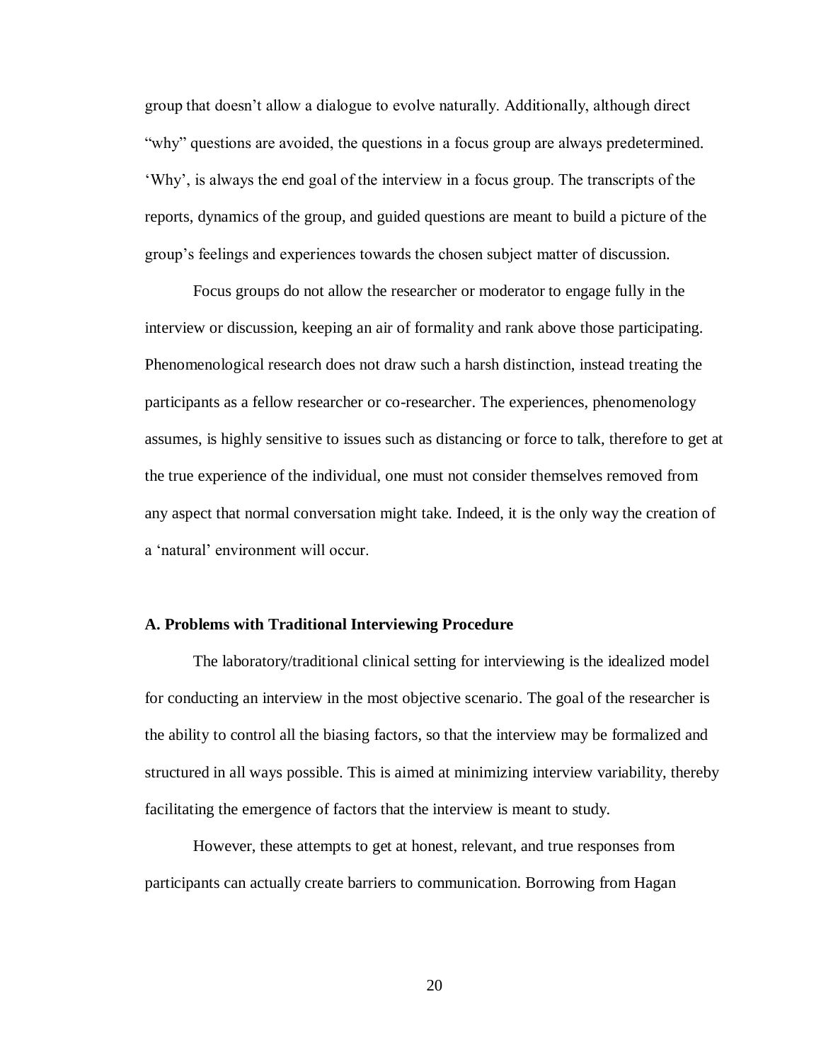group that doesn't allow a dialogue to evolve naturally. Additionally, although direct "why" questions are avoided, the questions in a focus group are always predetermined. 'Why', is always the end goal of the interview in a focus group. The transcripts of the reports, dynamics of the group, and guided questions are meant to build a picture of the group's feelings and experiences towards the chosen subject matter of discussion.

Focus groups do not allow the researcher or moderator to engage fully in the interview or discussion, keeping an air of formality and rank above those participating. Phenomenological research does not draw such a harsh distinction, instead treating the participants as a fellow researcher or co-researcher. The experiences, phenomenology assumes, is highly sensitive to issues such as distancing or force to talk, therefore to get at the true experience of the individual, one must not consider themselves removed from any aspect that normal conversation might take. Indeed, it is the only way the creation of a 'natural' environment will occur.

### A. Problems with Traditional Interviewing Procedure

The laboratory/traditional clinical setting for interviewing is the idealized model for conducting an interview in the most objective scenario. The goal of the researcher is the ability to control all the biasing factors, so that the interview may be formalized and structured in all ways possible. This is aimed at minimizing interview variability, thereby facilitating the emergence of factors that the interview is meant to study.

However, these attempts to get at honest, relevant, and true responses from participants can actually create barriers to communication. Borrowing from Hagan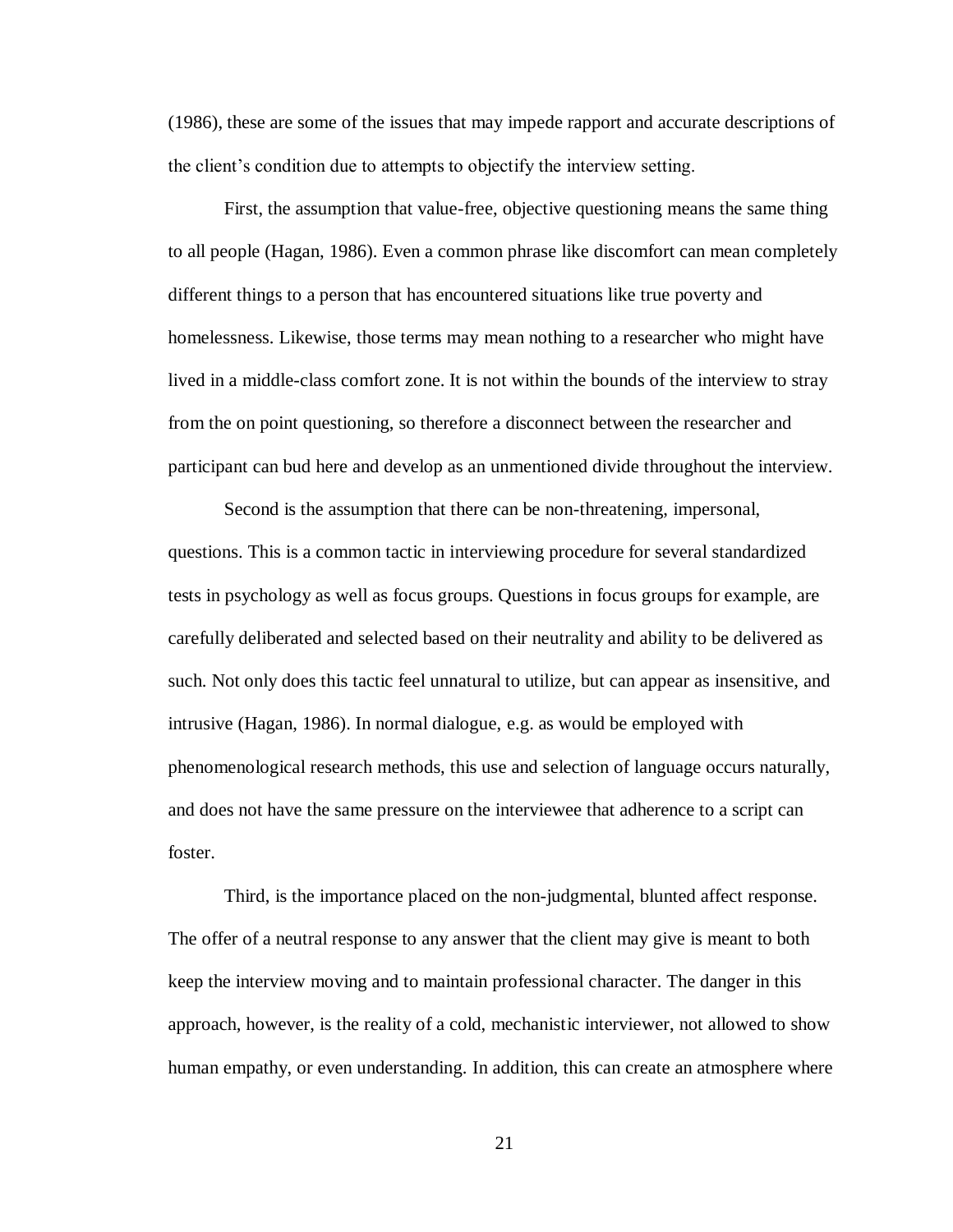(1986), these are some of the issues that may impede rapport and accurate descriptions of the client's condition due to attempts to objectify the interview setting.

First, the assumption that value-free, objective questioning means the same thing to all people (Hagan, 1986). Even a common phrase like discomfort can mean completely different things to a person that has encountered situations like true poverty and homelessness. Likewise, those terms may mean nothing to a researcher who might have lived in a middle-class comfort zone. It is not within the bounds of the interview to stray from the on point questioning, so therefore a disconnect between the researcher and participant can bud here and develop as an unmentioned divide throughout the interview.

Second is the assumption that there can be non-threatening, impersonal, questions. This is a common tactic in interviewing procedure for several standardized tests in psychology as well as focus groups. Questions in focus groups for example, are carefully deliberated and selected based on their neutrality and ability to be delivered as such. Not only does this tactic feel unnatural to utilize, but can appear as insensitive, and intrusive (Hagan, 1986). In normal dialogue, e.g. as would be employed with phenomenological research methods, this use and selection of language occurs naturally, and does not have the same pressure on the interviewee that adherence to a script can foster.

Third, is the importance placed on the non-judgmental, blunted affect response. The offer of a neutral response to any answer that the client may give is meant to both keep the interview moving and to maintain professional character. The danger in this approach, however, is the reality of a cold, mechanistic interviewer, not allowed to show human empathy, or even understanding. In addition, this can create an atmosphere where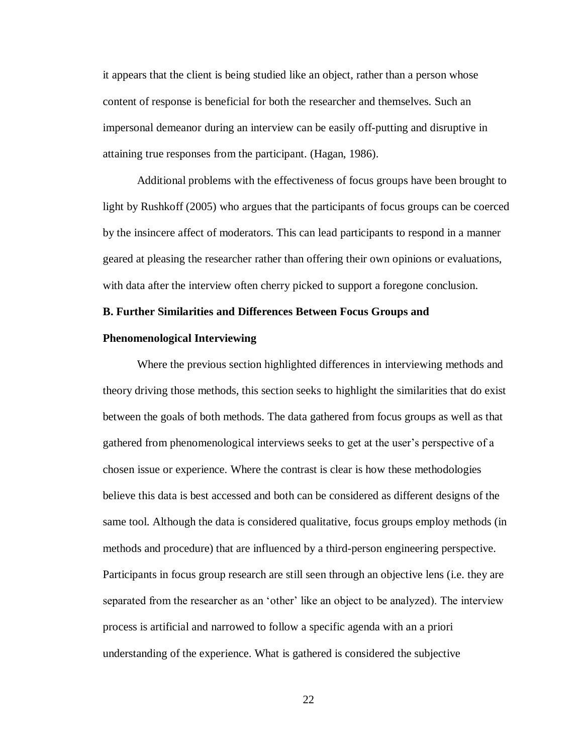it appears that the client is being studied like an object, rather than a person whose content of response is beneficial for both the researcher and themselves. Such an impersonal demeanor during an interview can be easily off-putting and disruptive in attaining true responses from the participant. (Hagan, 1986).

Additional problems with the effectiveness of focus groups have been brought to light by Rushkoff (2005) who argues that the participants of focus groups can be coerced by the insincere affect of moderators. This can lead participants to respond in a manner geared at pleasing the researcher rather than offering their own opinions or evaluations, with data after the interview often cherry picked to support a foregone conclusion.

### B. Further Similarities and Differences Between Focus Groups and Phenomenological Interviewing

Where the previous section highlighted differences in interviewing methods and theory driving those methods, this section seeks to highlight the similarities that do exist between the goals of both methods. The data gathered from focus groups as well as that gathered from phenomenological interviews seeks to get at the user's perspective of a chosen issue or experience. Where the contrast is clear is how these methodologies believe this data is best accessed and both can be considered as different designs of the same tool. Although the data is considered qualitative, focus groups employ methods (in methods and procedure) that are influenced by a third-person engineering perspective. Participants in focus group research are still seen through an objective lens (i.e. they are separated from the researcher as an 'other' like an object to be analyzed). The interview process is artificial and narrowed to follow a specific agenda with an a priori understanding of the experience. What is gathered is considered the subjective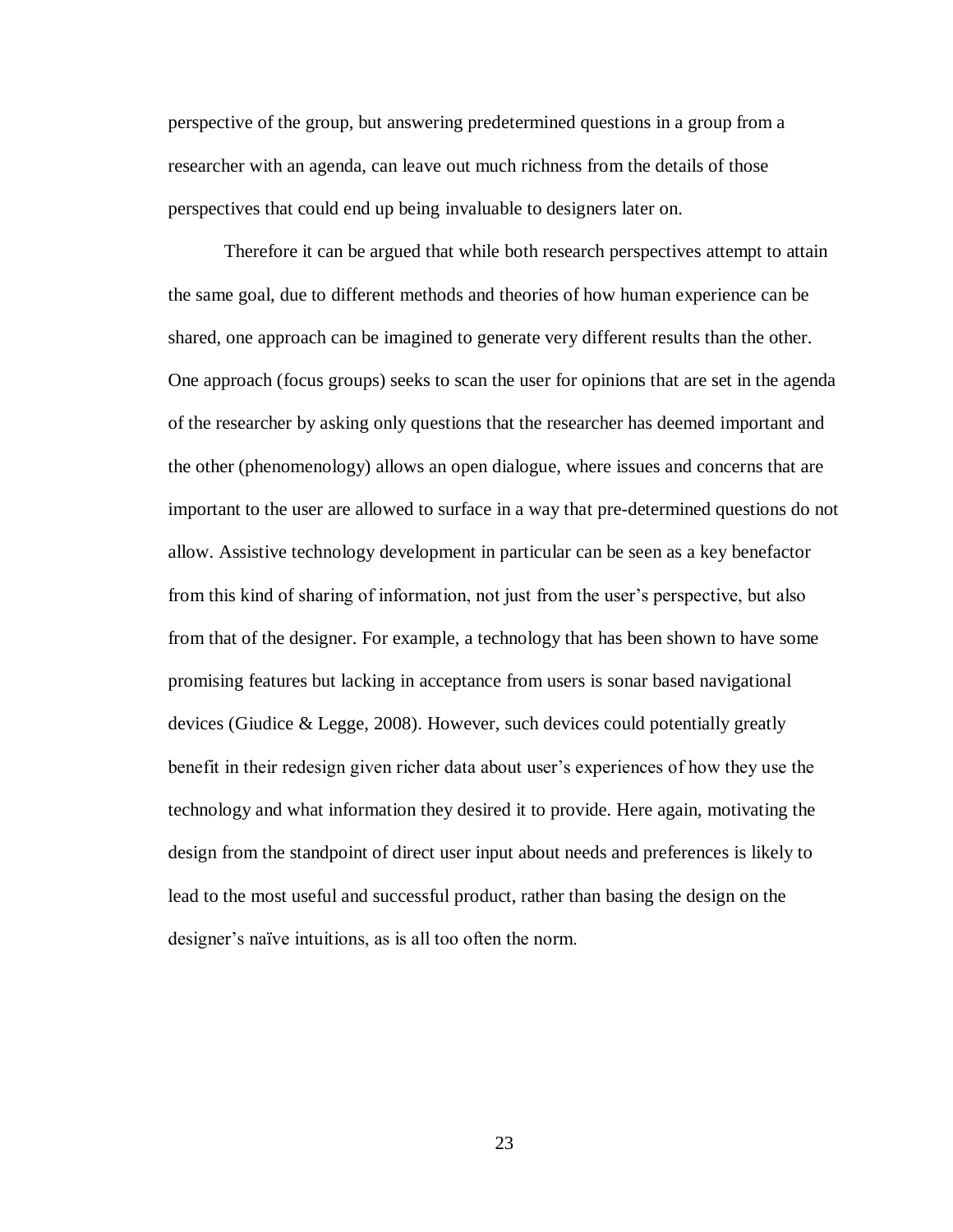perspective of the group, but answering predetermined questions in a group from a researcher with an agenda, can leave out much richness from the details of those perspectives that could end up being invaluable to designers later on.

Therefore it can be argued that while both research perspectives attempt to attain the same goal, due to different methods and theories of how human experience can be shared, one approach can be imagined to generate very different results than the other. One approach (focus groups) seeks to scan the user for opinions that are set in the agenda of the researcher by asking only questions that the researcher has deemed important and the other (phenomenology) allows an open dialogue, where issues and concerns that are important to the user are allowed to surface in a way that pre-determined questions do not allow. Assistive technology development in particular can be seen as a key benefactor from this kind of sharing of information, not just from the user's perspective, but also from that of the designer. For example, a technology that has been shown to have some promising features but lacking in acceptance from users is sonar based navigational devices (Giudice & Legge, 2008). However, such devices could potentially greatly benefit in their redesign given richer data about user's experiences of how they use the technology and what information they desired it to provide. Here again, motivating the design from the standpoint of direct user input about needs and preferences is likely to lead to the most useful and successful product, rather than basing the design on the designer's naïve intuitions, as is all too often the norm.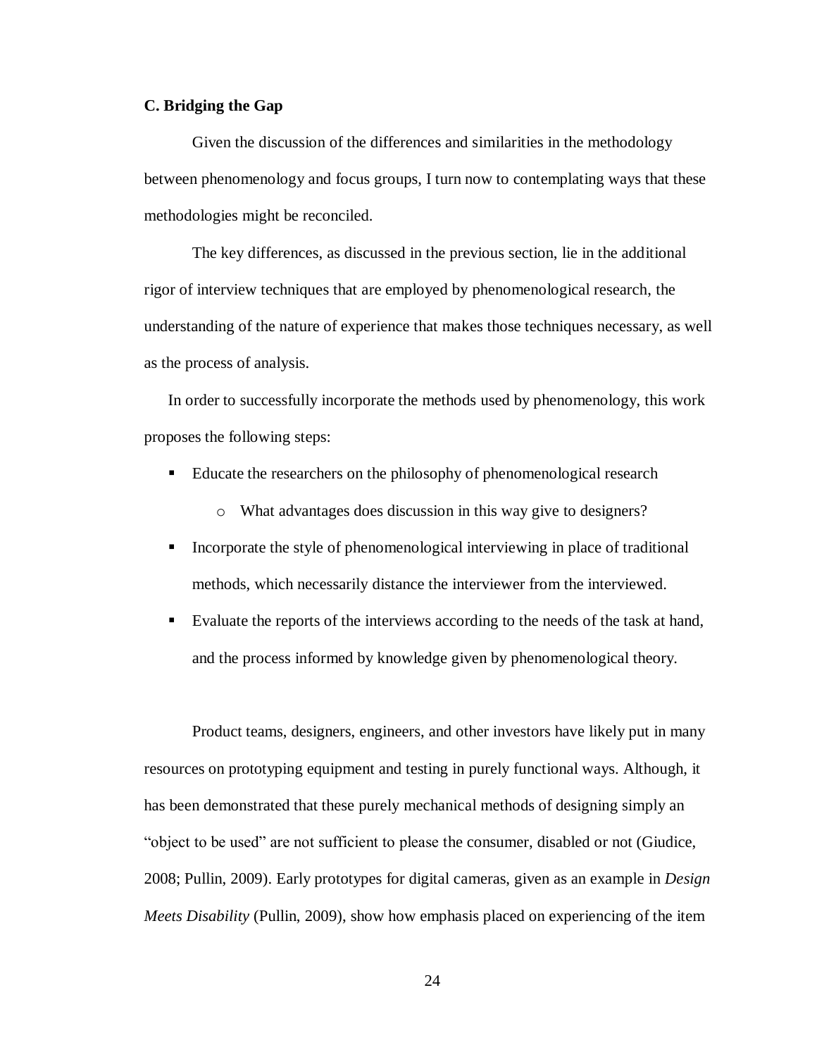### C. Bridging the Gap

Given the discussion of the differences and similarities in the methodology between phenomenology and focus groups, I turn now to contemplating ways that these methodologies might be reconciled.

The key differences, as discussed in the previous section, lie in the additional rigor of interview techniques that are employed by phenomenological research, the understanding of the nature of experience that makes those techniques necessary, as well as the process of analysis.

In order to successfully incorporate the methods used by phenomenology, this work proposes the following steps:

- Educate the researchers on the philosophy of phenomenological research
    - What advantages does discussion in this way give to designers?
- Incorporate the style of phenomenological interviewing in place of traditional methods, which necessarily distance the interviewer from the interviewed.
- Evaluate the reports of the interviews according to the needs of the task at hand, and the process informed by knowledge given by phenomenological theory.

Product teams, designers, engineers, and other investors have likely put in many resources on prototyping equipment and testing in purely functional ways. Although, it has been demonstrated that these purely mechanical methods of designing simply an "object to be used" are not sufficient to please the consumer, disabled or not (Giudice, 2008; Pullin, 2009). Early prototypes for digital cameras, given as an example in *Design Meets Disability* (Pullin, 2009), show how emphasis placed on experiencing of the item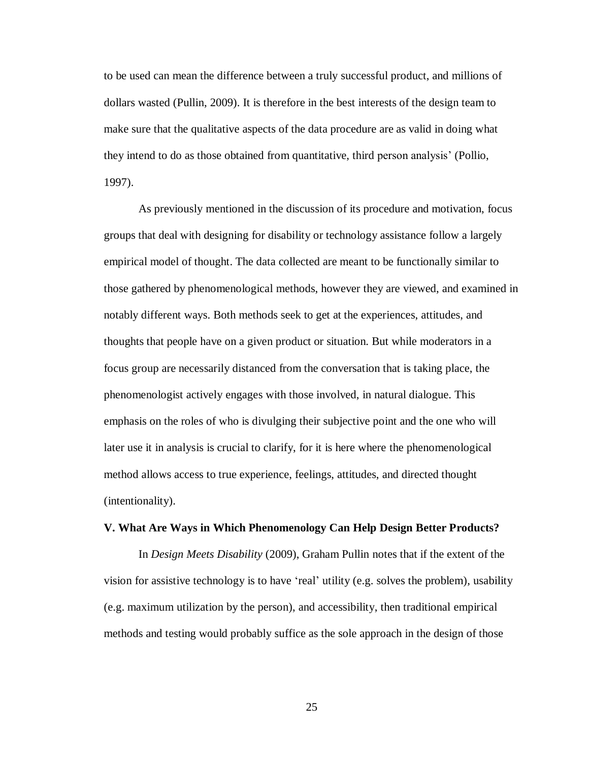to be used can mean the difference between a truly successful product, and millions of dollars wasted (Pullin, 2009). It is therefore in the best interests of the design team to make sure that the qualitative aspects of the data procedure are as valid in doing what they intend to do as those obtained from quantitative, third person analysis' (Pollio, 1997).

As previously mentioned in the discussion of its procedure and motivation, focus groups that deal with designing for disability or technology assistance follow a largely empirical model of thought. The data collected are meant to be functionally similar to those gathered by phenomenological methods, however they are viewed, and examined in notably different ways. Both methods seek to get at the experiences, attitudes, and thoughts that people have on a given product or situation. But while moderators in a focus group are necessarily distanced from the conversation that is taking place, the phenomenologist actively engages with those involved, in natural dialogue. This emphasis on the roles of who is divulging their subjective point and the one who will later use it in analysis is crucial to clarify, for it is here where the phenomenological method allows access to true experience, feelings, attitudes, and directed thought (intentionality).

### V. What Are Ways in Which Phenomenology Can Help Design Better Products?

In *Design Meets Disability* (2009), Graham Pullin notes that if the extent of the vision for assistive technology is to have 'real' utility (e.g. solves the problem), usability (e.g. maximum utilization by the person), and accessibility, then traditional empirical methods and testing would probably suffice as the sole approach in the design of those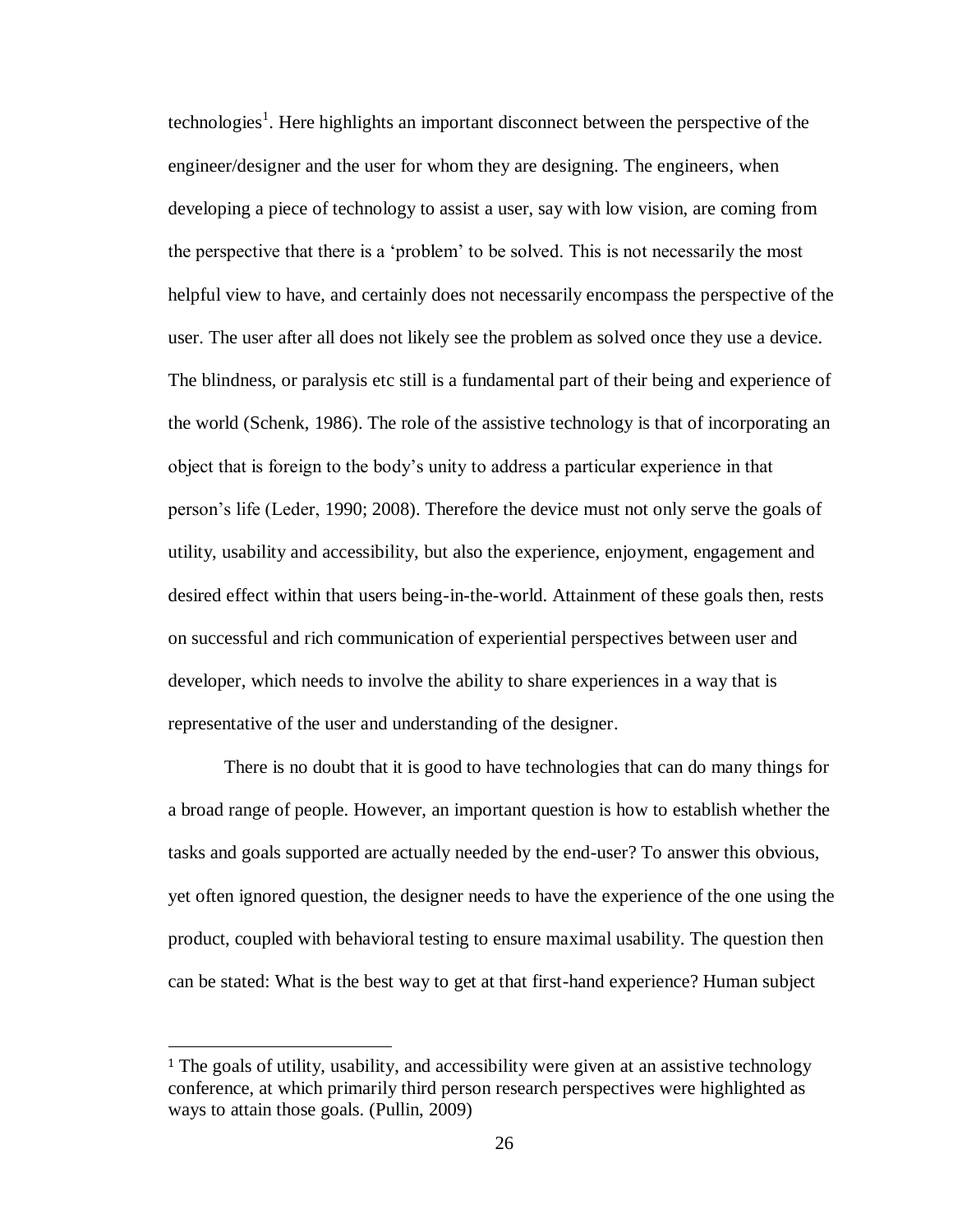technologies[1]. Here highlights an important disconnect between the perspective of the engineer/designer and the user for whom they are designing. The engineers, when developing a piece of technology to assist a user, say with low vision, are coming from the perspective that there is a 'problem' to be solved. This is not necessarily the most helpful view to have, and certainly does not necessarily encompass the perspective of the user. The user after all does not likely see the problem as solved once they use a device. The blindness, or paralysis etc still is a fundamental part of their being and experience of the world (Schenk, 1986). The role of the assistive technology is that of incorporating an object that is foreign to the body's unity to address a particular experience in that person's life (Leder, 1990; 2008). Therefore the device must not only serve the goals of utility, usability and accessibility, but also the experience, enjoyment, engagement and desired effect within that users being-in-the-world. Attainment of these goals then, rests on successful and rich communication of experiential perspectives between user and developer, which needs to involve the ability to share experiences in a way that is representative of the user and understanding of the designer.

There is no doubt that it is good to have technologies that can do many things for a broad range of people. However, an important question is how to establish whether the tasks and goals supported are actually needed by the end-user? To answer this obvious, yet often ignored question, the designer needs to have the experience of the one using the product, coupled with behavioral testing to ensure maximal usability. The question then can be stated: What is the best way to get at that first-hand experience? Human subject

---

[1] The goals of utility, usability, and accessibility were given at an assistive technology conference, at which primarily third person research perspectives were highlighted as ways to attain those goals. (Pullin, 2009)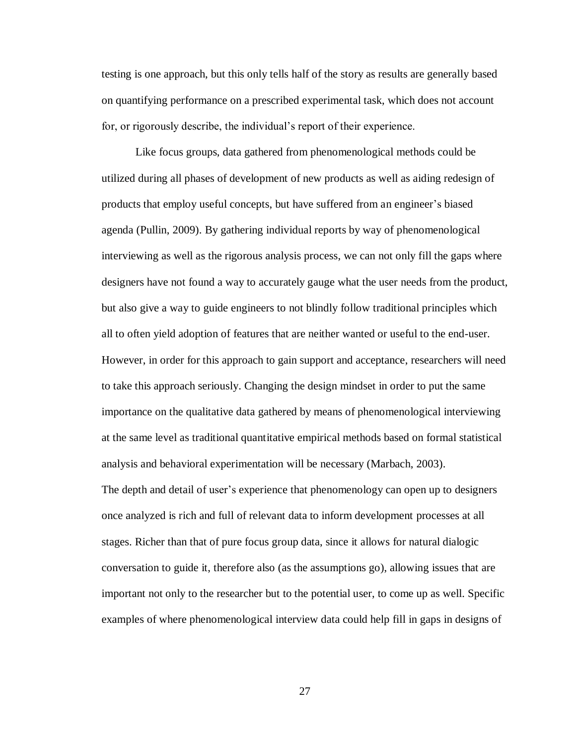testing is one approach, but this only tells half of the story as results are generally based on quantifying performance on a prescribed experimental task, which does not account for, or rigorously describe, the individual's report of their experience.

Like focus groups, data gathered from phenomenological methods could be utilized during all phases of development of new products as well as aiding redesign of products that employ useful concepts, but have suffered from an engineer's biased agenda (Pullin, 2009). By gathering individual reports by way of phenomenological interviewing as well as the rigorous analysis process, we can not only fill the gaps where designers have not found a way to accurately gauge what the user needs from the product, but also give a way to guide engineers to not blindly follow traditional principles which all to often yield adoption of features that are neither wanted or useful to the end-user. However, in order for this approach to gain support and acceptance, researchers will need to take this approach seriously. Changing the design mindset in order to put the same importance on the qualitative data gathered by means of phenomenological interviewing at the same level as traditional quantitative empirical methods based on formal statistical analysis and behavioral experimentation will be necessary (Marbach, 2003).

The depth and detail of user's experience that phenomenology can open up to designers once analyzed is rich and full of relevant data to inform development processes at all stages. Richer than that of pure focus group data, since it allows for natural dialogic conversation to guide it, therefore also (as the assumptions go), allowing issues that are important not only to the researcher but to the potential user, to come up as well. Specific examples of where phenomenological interview data could help fill in gaps in designs of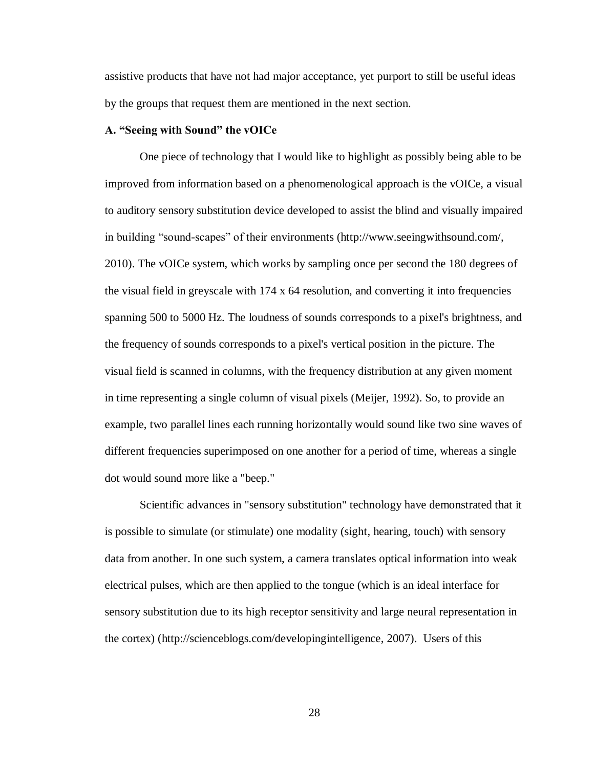assistive products that have not had major acceptance, yet purport to still be useful ideas by the groups that request them are mentioned in the next section.

**A. "Seeing with Sound" the vOICe**

One piece of technology that I would like to highlight as possibly being able to be improved from information based on a phenomenological approach is the vOICe, a visual to auditory sensory substitution device developed to assist the blind and visually impaired in building "sound-scapes" of their environments (http://www.seeingwithsound.com/, 2010). The vOICe system, which works by sampling once per second the 180 degrees of the visual field in greyscale with 174 x 64 resolution, and converting it into frequencies spanning 500 to 5000 Hz. The loudness of sounds corresponds to a pixel's brightness, and the frequency of sounds corresponds to a pixel's vertical position in the picture. The visual field is scanned in columns, with the frequency distribution at any given moment in time representing a single column of visual pixels (Meijer, 1992). So, to provide an example, two parallel lines each running horizontally would sound like two sine waves of different frequencies superimposed on one another for a period of time, whereas a single dot would sound more like a "beep."

Scientific advances in "sensory substitution" technology have demonstrated that it is possible to simulate (or stimulate) one modality (sight, hearing, touch) with sensory data from another. In one such system, a camera translates optical information into weak electrical pulses, which are then applied to the tongue (which is an ideal interface for sensory substitution due to its high receptor sensitivity and large neural representation in the cortex) (http://scienceblogs.com/developingintelligence, 2007). Users of this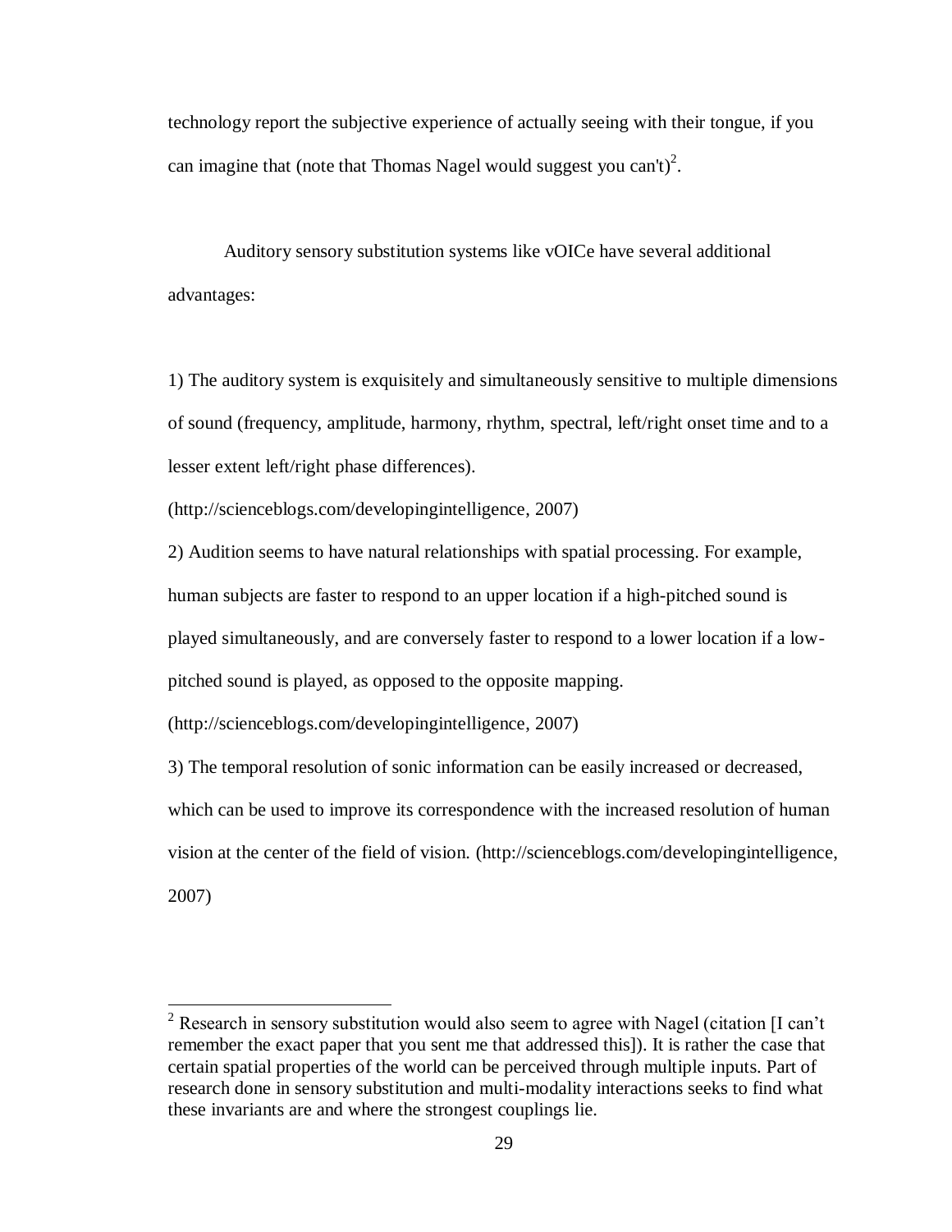technology report the subjective experience of actually seeing with their tongue, if you can imagine that (note that Thomas Nagel would suggest you can't)[2].

Auditory sensory substitution systems like vOICe have several additional advantages:

1) The auditory system is exquisitely and simultaneously sensitive to multiple dimensions of sound (frequency, amplitude, harmony, rhythm, spectral, left/right onset time and to a lesser extent left/right phase differences). (http://scienceblogs.com/developingintelligence, 2007)

2) Audition seems to have natural relationships with spatial processing. For example, human subjects are faster to respond to an upper location if a high-pitched sound is played simultaneously, and are conversely faster to respond to a lower location if a low-pitched sound is played, as opposed to the opposite mapping. (http://scienceblogs.com/developingintelligence, 2007)

3) The temporal resolution of sonic information can be easily increased or decreased, which can be used to improve its correspondence with the increased resolution of human vision at the center of the field of vision. (http://scienceblogs.com/developingintelligence, 2007)

---

[2] Research in sensory substitution would also seem to agree with Nagel (citation [I can't remember the exact paper that you sent me that addressed this]). It is rather the case that certain spatial properties of the world can be perceived through multiple inputs. Part of research done in sensory substitution and multi-modality interactions seeks to find what these invariants are and where the strongest couplings lie.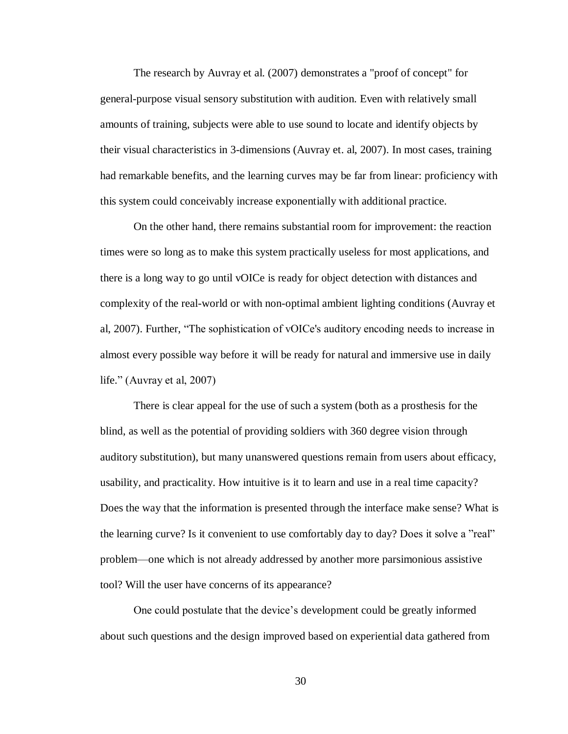The research by Auvray et al. (2007) demonstrates a "proof of concept" for general-purpose visual sensory substitution with audition. Even with relatively small amounts of training, subjects were able to use sound to locate and identify objects by their visual characteristics in 3-dimensions (Auvray et. al, 2007). In most cases, training had remarkable benefits, and the learning curves may be far from linear: proficiency with this system could conceivably increase exponentially with additional practice.

On the other hand, there remains substantial room for improvement: the reaction times were so long as to make this system practically useless for most applications, and there is a long way to go until vOICe is ready for object detection with distances and complexity of the real-world or with non-optimal ambient lighting conditions (Auvray et al, 2007). Further, “The sophistication of vOICe's auditory encoding needs to increase in almost every possible way before it will be ready for natural and immersive use in daily life.” (Auvray et al, 2007)

There is clear appeal for the use of such a system (both as a prosthesis for the blind, as well as the potential of providing soldiers with 360 degree vision through auditory substitution), but many unanswered questions remain from users about efficacy, usability, and practicality. How intuitive is it to learn and use in a real time capacity? Does the way that the information is presented through the interface make sense? What is the learning curve? Is it convenient to use comfortably day to day? Does it solve a ”real” problem—one which is not already addressed by another more parsimonious assistive tool? Will the user have concerns of its appearance?

One could postulate that the device’s development could be greatly informed about such questions and the design improved based on experiential data gathered from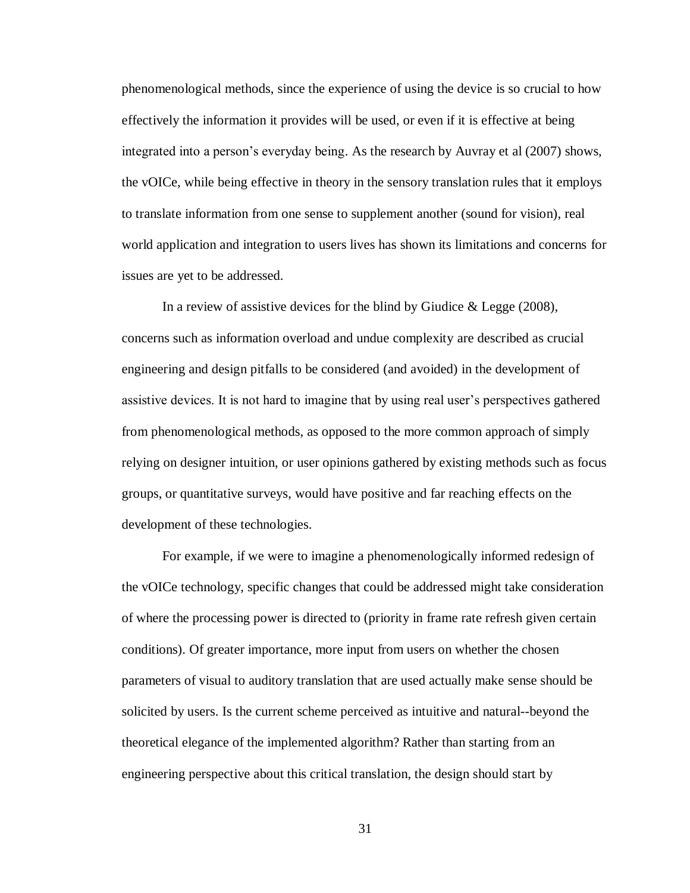phenomenological methods, since the experience of using the device is so crucial to how effectively the information it provides will be used, or even if it is effective at being integrated into a person's everyday being. As the research by Auvray et al (2007) shows, the vOICe, while being effective in theory in the sensory translation rules that it employs to translate information from one sense to supplement another (sound for vision), real world application and integration to users lives has shown its limitations and concerns for issues are yet to be addressed.

In a review of assistive devices for the blind by Giudice & Legge (2008), concerns such as information overload and undue complexity are described as crucial engineering and design pitfalls to be considered (and avoided) in the development of assistive devices. It is not hard to imagine that by using real user's perspectives gathered from phenomenological methods, as opposed to the more common approach of simply relying on designer intuition, or user opinions gathered by existing methods such as focus groups, or quantitative surveys, would have positive and far reaching effects on the development of these technologies.

For example, if we were to imagine a phenomenologically informed redesign of the vOICe technology, specific changes that could be addressed might take consideration of where the processing power is directed to (priority in frame rate refresh given certain conditions). Of greater importance, more input from users on whether the chosen parameters of visual to auditory translation that are used actually make sense should be solicited by users. Is the current scheme perceived as intuitive and natural--beyond the theoretical elegance of the implemented algorithm? Rather than starting from an engineering perspective about this critical translation, the design should start by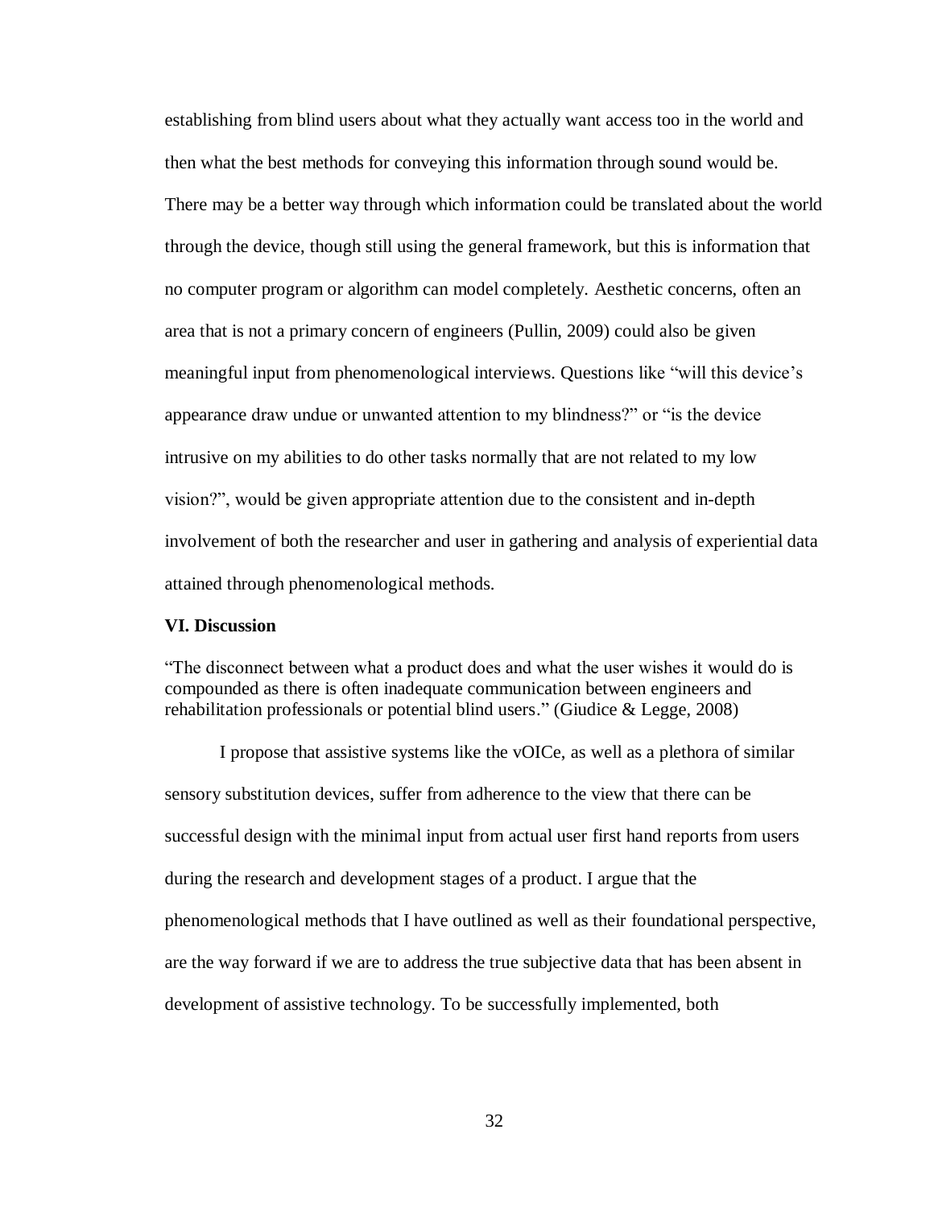establishing from blind users about what they actually want access too in the world and then what the best methods for conveying this information through sound would be. There may be a better way through which information could be translated about the world through the device, though still using the general framework, but this is information that no computer program or algorithm can model completely. Aesthetic concerns, often an area that is not a primary concern of engineers (Pullin, 2009) could also be given meaningful input from phenomenological interviews. Questions like "will this device's appearance draw undue or unwanted attention to my blindness?" or "is the device intrusive on my abilities to do other tasks normally that are not related to my low vision?", would be given appropriate attention due to the consistent and in-depth involvement of both the researcher and user in gathering and analysis of experiential data attained through phenomenological methods.

## VI. Discussion

"The disconnect between what a product does and what the user wishes it would do is compounded as there is often inadequate communication between engineers and rehabilitation professionals or potential blind users." (Giudice & Legge, 2008)

I propose that assistive systems like the vOICe, as well as a plethora of similar sensory substitution devices, suffer from adherence to the view that there can be successful design with the minimal input from actual user first hand reports from users during the research and development stages of a product. I argue that the phenomenological methods that I have outlined as well as their foundational perspective, are the way forward if we are to address the true subjective data that has been absent in development of assistive technology. To be successfully implemented, both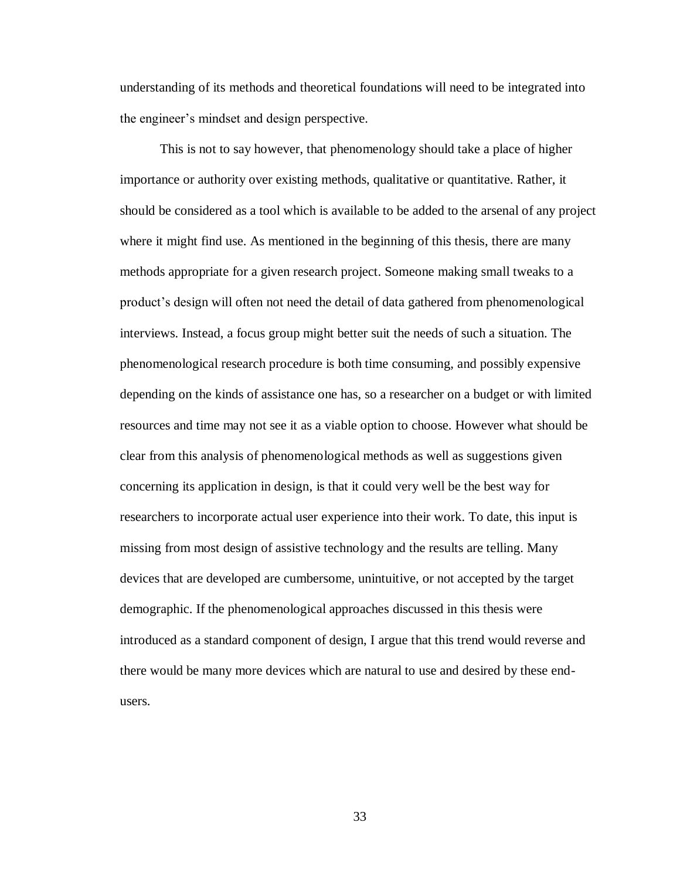understanding of its methods and theoretical foundations will need to be integrated into the engineer's mindset and design perspective.

This is not to say however, that phenomenology should take a place of higher importance or authority over existing methods, qualitative or quantitative. Rather, it should be considered as a tool which is available to be added to the arsenal of any project where it might find use. As mentioned in the beginning of this thesis, there are many methods appropriate for a given research project. Someone making small tweaks to a product's design will often not need the detail of data gathered from phenomenological interviews. Instead, a focus group might better suit the needs of such a situation. The phenomenological research procedure is both time consuming, and possibly expensive depending on the kinds of assistance one has, so a researcher on a budget or with limited resources and time may not see it as a viable option to choose. However what should be clear from this analysis of phenomenological methods as well as suggestions given concerning its application in design, is that it could very well be the best way for researchers to incorporate actual user experience into their work. To date, this input is missing from most design of assistive technology and the results are telling. Many devices that are developed are cumbersome, unintuitive, or not accepted by the target demographic. If the phenomenological approaches discussed in this thesis were introduced as a standard component of design, I argue that this trend would reverse and there would be many more devices which are natural to use and desired by these end-users.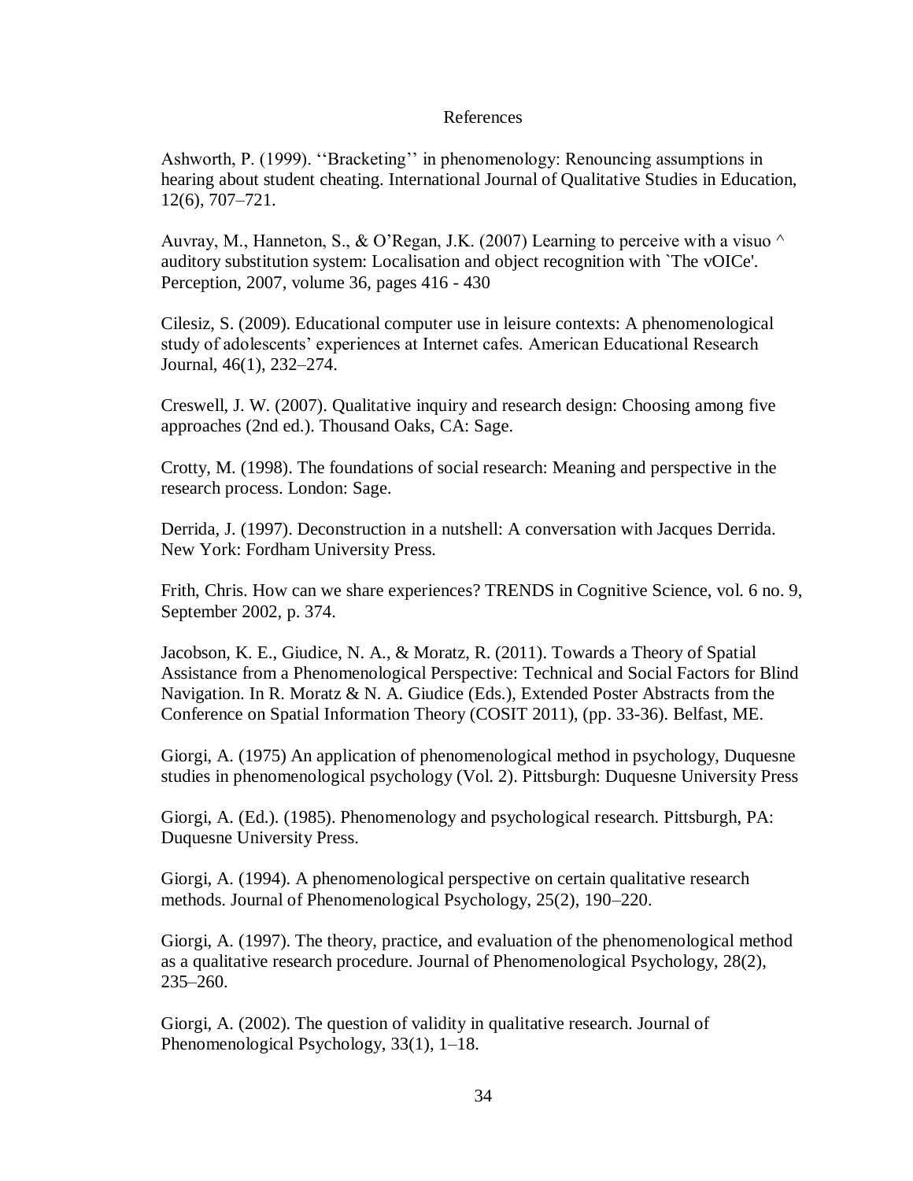# References

Ashworth, P. (1999). ‘‘Bracketing’’ in phenomenology: Renouncing assumptions in hearing about student cheating. International Journal of Qualitative Studies in Education, 12(6), 707–721.

Auvray, M., Hanneton, S., & O’Regan, J.K. (2007) Learning to perceive with a visuo ^ auditory substitution system: Localisation and object recognition with `The vOICe'. Perception, 2007, volume 36, pages 416 - 430

Cilesiz, S. (2009). Educational computer use in leisure contexts: A phenomenological study of adolescents’ experiences at Internet cafes. American Educational Research Journal, 46(1), 232–274.

Creswell, J. W. (2007). Qualitative inquiry and research design: Choosing among five approaches (2nd ed.). Thousand Oaks, CA: Sage.

Crotty, M. (1998). The foundations of social research: Meaning and perspective in the research process. London: Sage.

Derrida, J. (1997). Deconstruction in a nutshell: A conversation with Jacques Derrida. New York: Fordham University Press.

Frith, Chris. How can we share experiences? TRENDS in Cognitive Science, vol. 6 no. 9, September 2002, p. 374.

Jacobson, K. E., Giudice, N. A., & Moratz, R. (2011). Towards a Theory of Spatial Assistance from a Phenomenological Perspective: Technical and Social Factors for Blind Navigation. In R. Moratz & N. A. Giudice (Eds.), Extended Poster Abstracts from the Conference on Spatial Information Theory (COSIT 2011), (pp. 33-36). Belfast, ME.

Giorgi, A. (1975) An application of phenomenological method in psychology, Duquesne studies in phenomenological psychology (Vol. 2). Pittsburgh: Duquesne University Press

Giorgi, A. (Ed.). (1985). Phenomenology and psychological research. Pittsburgh, PA: Duquesne University Press.

Giorgi, A. (1994). A phenomenological perspective on certain qualitative research methods. Journal of Phenomenological Psychology, 25(2), 190–220.

Giorgi, A. (1997). The theory, practice, and evaluation of the phenomenological method as a qualitative research procedure. Journal of Phenomenological Psychology, 28(2), 235–260.

Giorgi, A. (2002). The question of validity in qualitative research. Journal of Phenomenological Psychology, 33(1), 1–18.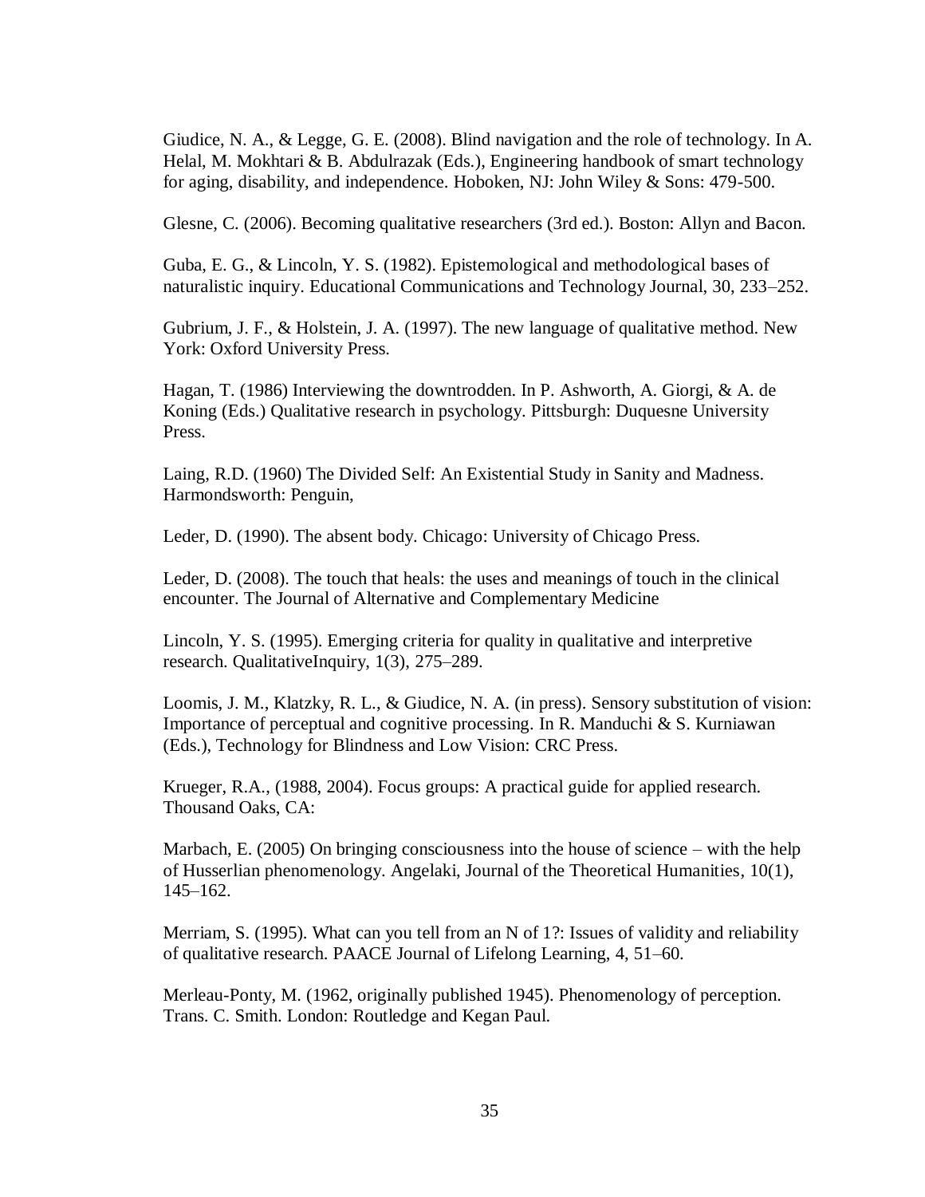Giudice, N. A., & Legge, G. E. (2008). Blind navigation and the role of technology. In A. Helal, M. Mokhtari & B. Abdulrazak (Eds.), Engineering handbook of smart technology for aging, disability, and independence. Hoboken, NJ: John Wiley & Sons: 479-500.

Glesne, C. (2006). Becoming qualitative researchers (3rd ed.). Boston: Allyn and Bacon.

Guba, E. G., & Lincoln, Y. S. (1982). Epistemological and methodological bases of naturalistic inquiry. Educational Communications and Technology Journal, 30, 233–252.

Gubrium, J. F., & Holstein, J. A. (1997). The new language of qualitative method. New York: Oxford University Press.

Hagan, T. (1986) Interviewing the downtrodden. In P. Ashworth, A. Giorgi, & A. de Koning (Eds.) Qualitative research in psychology. Pittsburgh: Duquesne University Press.

Laing, R.D. (1960) The Divided Self: An Existential Study in Sanity and Madness. Harmondsworth: Penguin,

Leder, D. (1990). The absent body. Chicago: University of Chicago Press.

Leder, D. (2008). The touch that heals: the uses and meanings of touch in the clinical encounter. The Journal of Alternative and Complementary Medicine

Lincoln, Y. S. (1995). Emerging criteria for quality in qualitative and interpretive research. QualitativeInquiry, 1(3), 275–289.

Loomis, J. M., Klatzky, R. L., & Giudice, N. A. (in press). Sensory substitution of vision: Importance of perceptual and cognitive processing. In R. Manduchi & S. Kurniawan (Eds.), Technology for Blindness and Low Vision: CRC Press.

Krueger, R.A., (1988, 2004). Focus groups: A practical guide for applied research. Thousand Oaks, CA:

Marbach, E. (2005) On bringing consciousness into the house of science – with the help of Husserlian phenomenology. Angelaki, Journal of the Theoretical Humanities, 10(1), 145–162.

Merriam, S. (1995). What can you tell from an N of 1?: Issues of validity and reliability of qualitative research. PAACE Journal of Lifelong Learning, 4, 51–60.

Merleau-Ponty, M. (1962, originally published 1945). Phenomenology of perception. Trans. C. Smith. London: Routledge and Kegan Paul.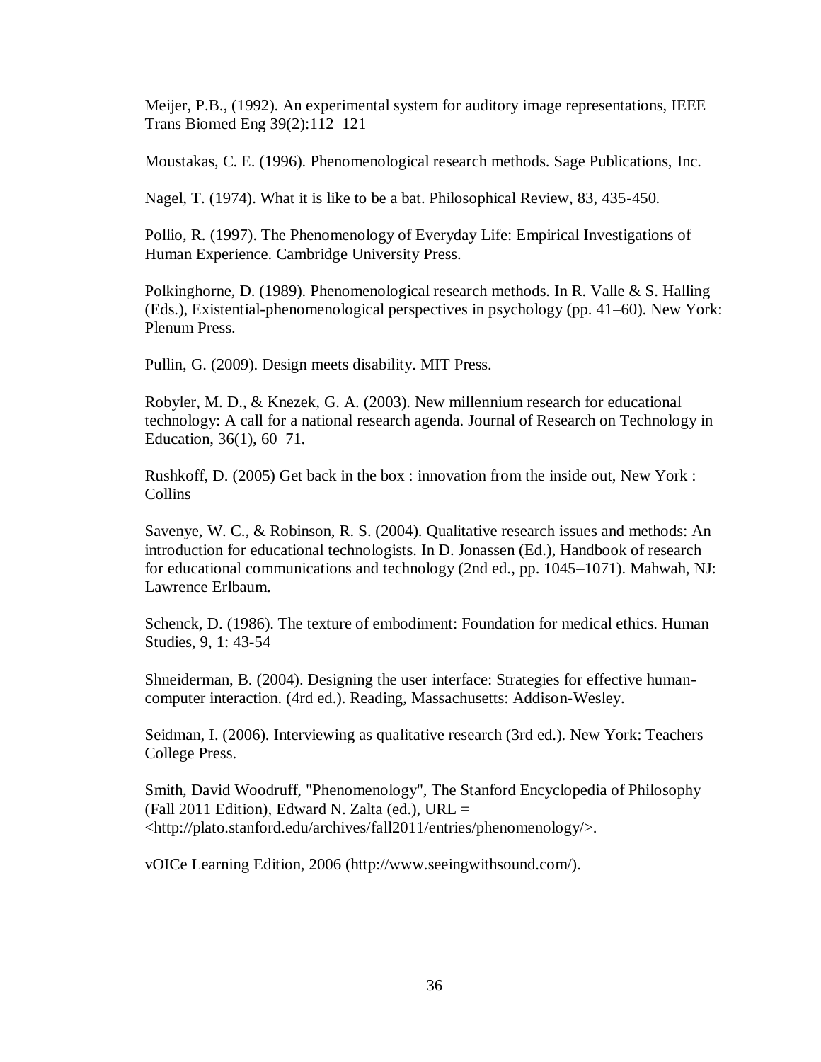Meijer, P.B., (1992). An experimental system for auditory image representations, IEEE Trans Biomed Eng 39(2):112–121

Moustakas, C. E. (1996). Phenomenological research methods. Sage Publications, Inc.

Nagel, T. (1974). What it is like to be a bat. Philosophical Review, 83, 435-450.

Pollio, R. (1997). The Phenomenology of Everyday Life: Empirical Investigations of Human Experience. Cambridge University Press.

Polkinghorne, D. (1989). Phenomenological research methods. In R. Valle & S. Halling (Eds.), Existential-phenomenological perspectives in psychology (pp. 41–60). New York: Plenum Press.

Pullin, G. (2009). Design meets disability. MIT Press.

Robyler, M. D., & Knezek, G. A. (2003). New millennium research for educational technology: A call for a national research agenda. Journal of Research on Technology in Education, 36(1), 60–71.

Rushkoff, D. (2005) Get back in the box : innovation from the inside out, New York : Collins

Savenye, W. C., & Robinson, R. S. (2004). Qualitative research issues and methods: An introduction for educational technologists. In D. Jonassen (Ed.), Handbook of research for educational communications and technology (2nd ed., pp. 1045–1071). Mahwah, NJ: Lawrence Erlbaum.

Schenck, D. (1986). The texture of embodiment: Foundation for medical ethics. Human Studies, 9, 1: 43-54

Shneiderman, B. (2004). Designing the user interface: Strategies for effective human-computer interaction. (4rd ed.). Reading, Massachusetts: Addison-Wesley.

Seidman, I. (2006). Interviewing as qualitative research (3rd ed.). New York: Teachers College Press.

Smith, David Woodruff, "Phenomenology", The Stanford Encyclopedia of Philosophy (Fall 2011 Edition), Edward N. Zalta (ed.), URL = <http://plato.stanford.edu/archives/fall2011/entries/phenomenology/>.

vOICe Learning Edition, 2006 (http://www.seeingwithsound.com/).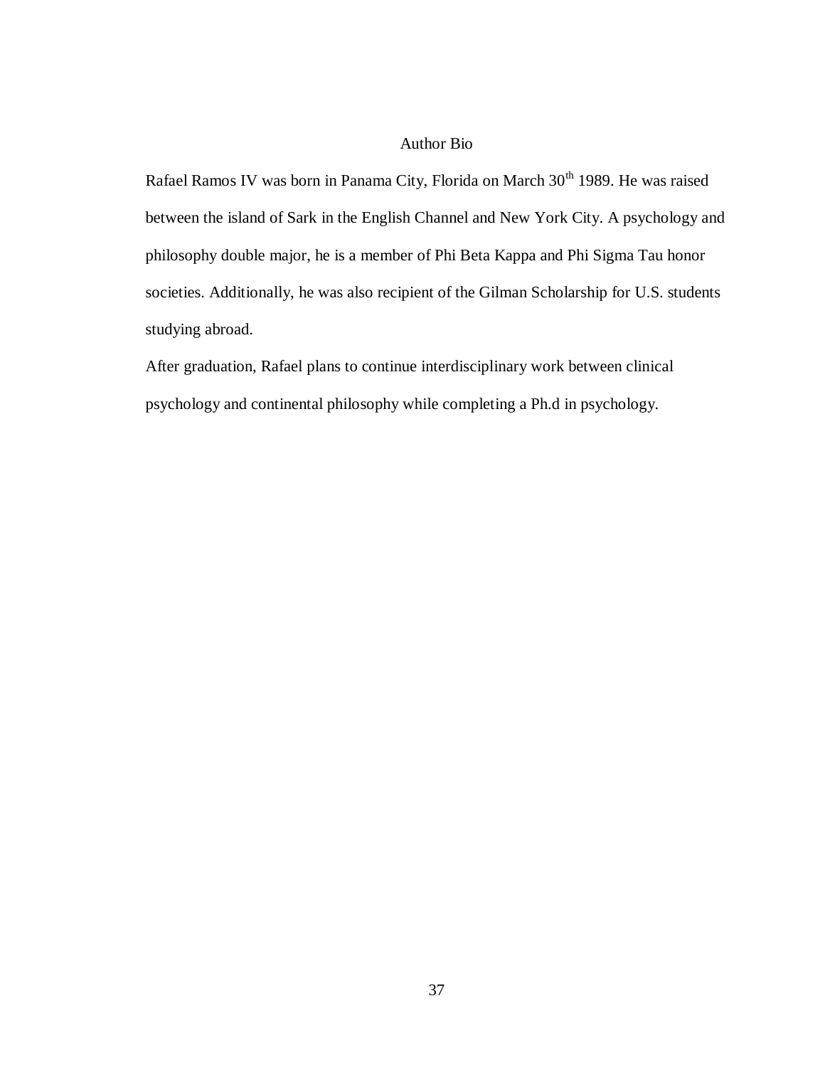# Author Bio

Rafael Ramos IV was born in Panama City, Florida on March 30th 1989. He was raised between the island of Sark in the English Channel and New York City. A psychology and philosophy double major, he is a member of Phi Beta Kappa and Phi Sigma Tau honor societies. Additionally, he was also recipient of the Gilman Scholarship for U.S. students studying abroad.

After graduation, Rafael plans to continue interdisciplinary work between clinical psychology and continental philosophy while completing a Ph.d in psychology.